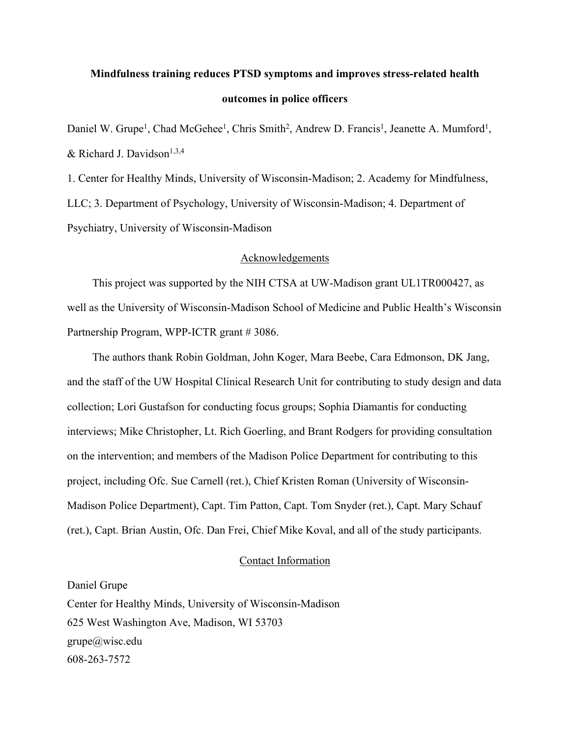# Mindfulness training reduces PTSD symptoms and improves stress-related health outcomes in police officers

Daniel W. Grupe[1], Chad McGehee[1], Chris Smith[2], Andrew D. Francis[1], Jeanette A. Mumford[1], & Richard J. Davidson[1,3,4]

1. Center for Healthy Minds, University of Wisconsin-Madison; 2. Academy for Mindfulness, LLC; 3. Department of Psychology, University of Wisconsin-Madison; 4. Department of Psychiatry, University of Wisconsin-Madison

## Acknowledgements

This project was supported by the NIH CTSA at UW-Madison grant UL1TR000427, as well as the University of Wisconsin-Madison School of Medicine and Public Health's Wisconsin Partnership Program, WPP-ICTR grant # 3086.

The authors thank Robin Goldman, John Koger, Mara Beebe, Cara Edmonson, DK Jang, and the staff of the UW Hospital Clinical Research Unit for contributing to study design and data collection; Lori Gustafson for conducting focus groups; Sophia Diamantis for conducting interviews; Mike Christopher, Lt. Rich Goerling, and Brant Rodgers for providing consultation on the intervention; and members of the Madison Police Department for contributing to this project, including Ofc. Sue Carnell (ret.), Chief Kristen Roman (University of Wisconsin-Madison Police Department), Capt. Tim Patton, Capt. Tom Snyder (ret.), Capt. Mary Schauf (ret.), Capt. Brian Austin, Ofc. Dan Frei, Chief Mike Koval, and all of the study participants.

## Contact Information

Daniel Grupe
Center for Healthy Minds, University of Wisconsin-Madison
625 West Washington Ave, Madison, WI 53703
grupe@wisc.edu
608-263-7572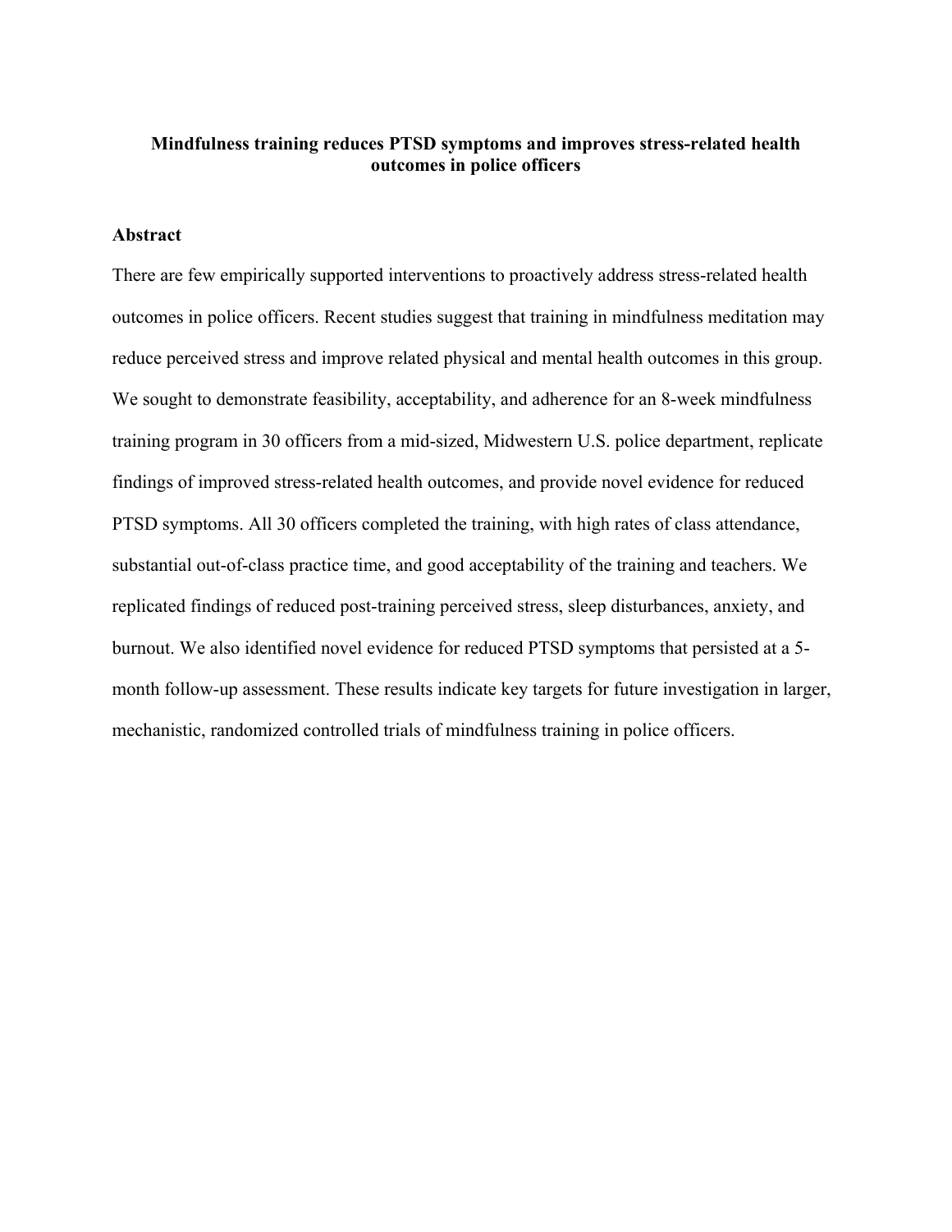# Mindfulness training reduces PTSD symptoms and improves stress-related health outcomes in police officers

## Abstract

There are few empirically supported interventions to proactively address stress-related health outcomes in police officers. Recent studies suggest that training in mindfulness meditation may reduce perceived stress and improve related physical and mental health outcomes in this group. We sought to demonstrate feasibility, acceptability, and adherence for an 8-week mindfulness training program in 30 officers from a mid-sized, Midwestern U.S. police department, replicate findings of improved stress-related health outcomes, and provide novel evidence for reduced PTSD symptoms. All 30 officers completed the training, with high rates of class attendance, substantial out-of-class practice time, and good acceptability of the training and teachers. We replicated findings of reduced post-training perceived stress, sleep disturbances, anxiety, and burnout. We also identified novel evidence for reduced PTSD symptoms that persisted at a 5-month follow-up assessment. These results indicate key targets for future investigation in larger, mechanistic, randomized controlled trials of mindfulness training in police officers.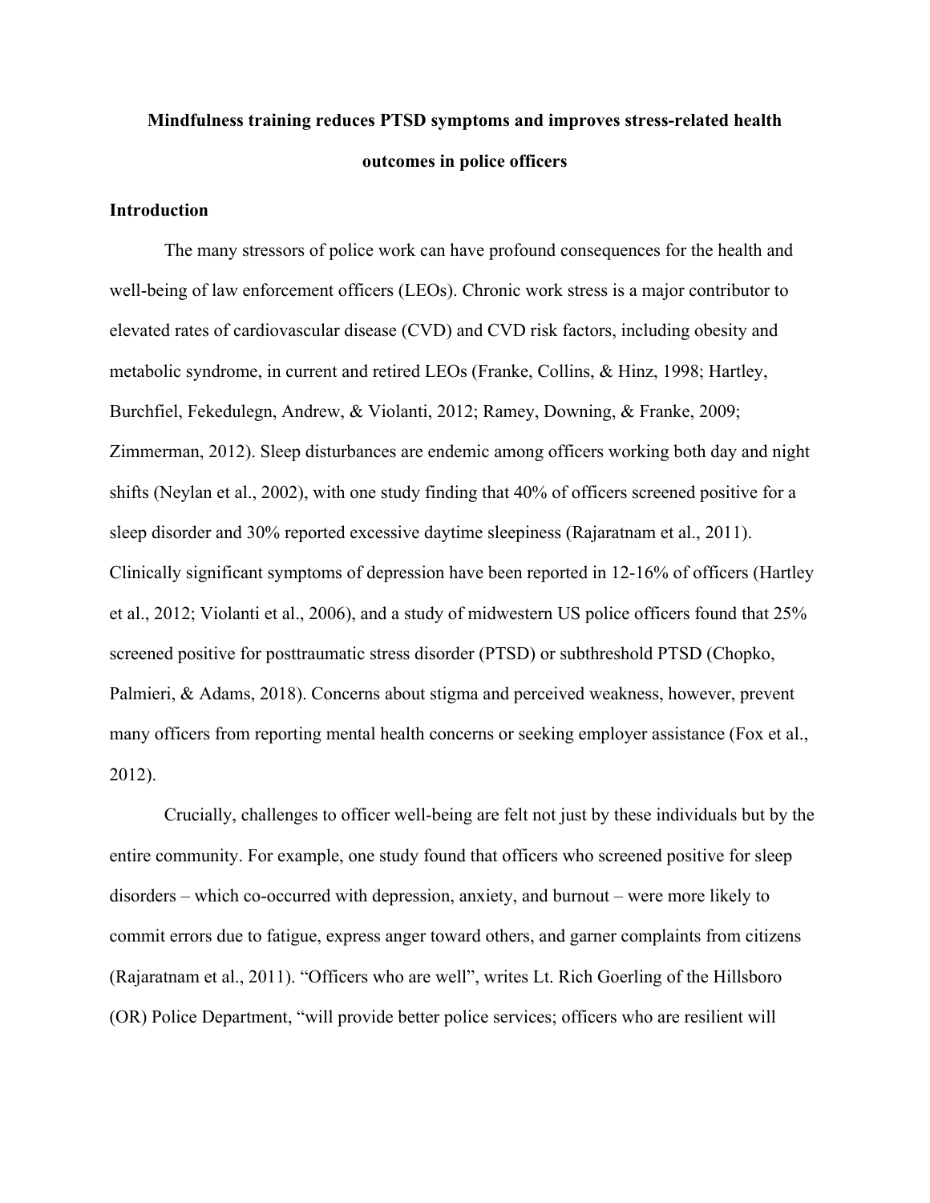**Mindfulness training reduces PTSD symptoms and improves stress-related health outcomes in police officers**

## Introduction

The many stressors of police work can have profound consequences for the health and well-being of law enforcement officers (LEOs). Chronic work stress is a major contributor to elevated rates of cardiovascular disease (CVD) and CVD risk factors, including obesity and metabolic syndrome, in current and retired LEOs (Franke, Collins, & Hinz, 1998; Hartley, Burchfiel, Fekedulegn, Andrew, & Violanti, 2012; Ramey, Downing, & Franke, 2009; Zimmerman, 2012). Sleep disturbances are endemic among officers working both day and night shifts (Neylan et al., 2002), with one study finding that 40% of officers screened positive for a sleep disorder and 30% reported excessive daytime sleepiness (Rajaratnam et al., 2011). Clinically significant symptoms of depression have been reported in 12-16% of officers (Hartley et al., 2012; Violanti et al., 2006), and a study of midwestern US police officers found that 25% screened positive for posttraumatic stress disorder (PTSD) or subthreshold PTSD (Chopko, Palmieri, & Adams, 2018). Concerns about stigma and perceived weakness, however, prevent many officers from reporting mental health concerns or seeking employer assistance (Fox et al., 2012).

Crucially, challenges to officer well-being are felt not just by these individuals but by the entire community. For example, one study found that officers who screened positive for sleep disorders – which co-occurred with depression, anxiety, and burnout – were more likely to commit errors due to fatigue, express anger toward others, and garner complaints from citizens (Rajaratnam et al., 2011). "Officers who are well", writes Lt. Rich Goerling of the Hillsboro (OR) Police Department, "will provide better police services; officers who are resilient will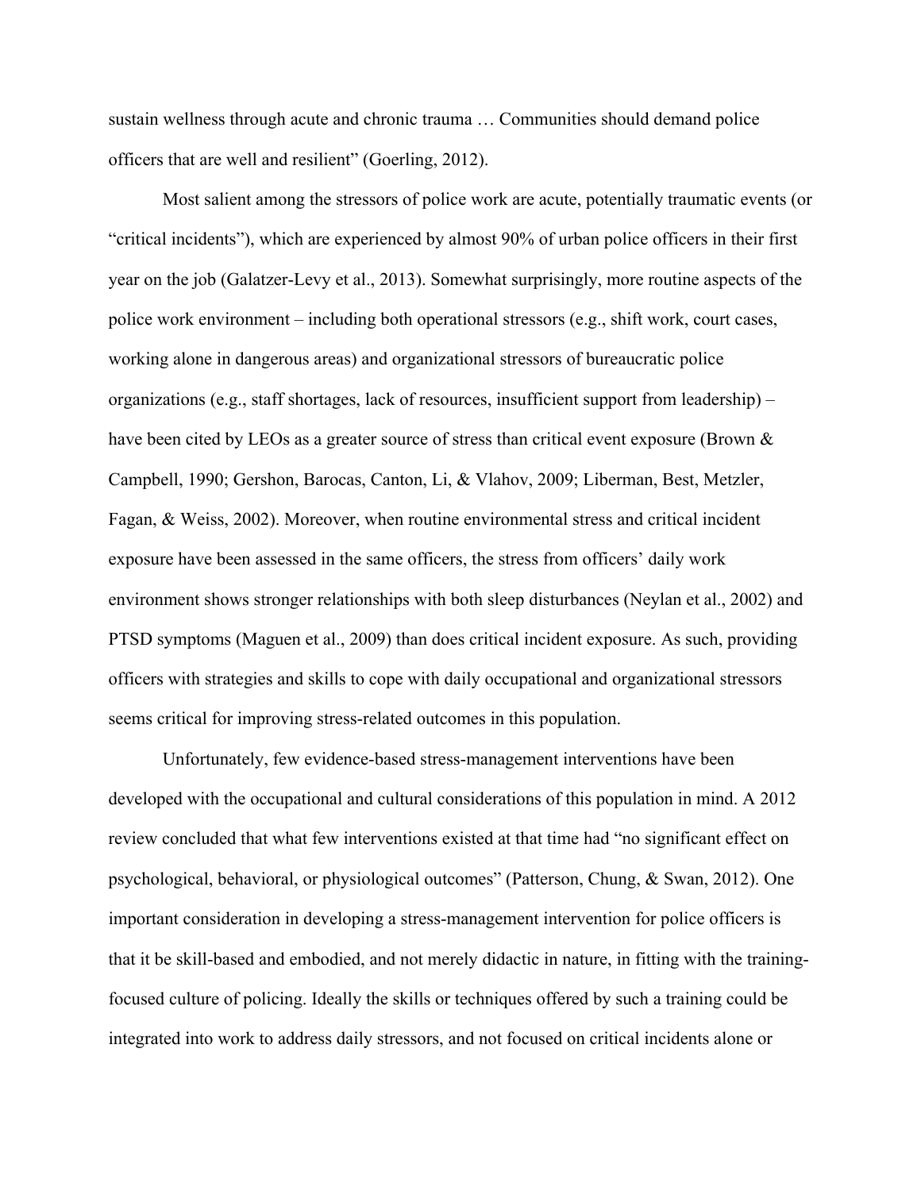sustain wellness through acute and chronic trauma … Communities should demand police officers that are well and resilient" (Goerling, 2012).

Most salient among the stressors of police work are acute, potentially traumatic events (or "critical incidents"), which are experienced by almost 90% of urban police officers in their first year on the job (Galatzer-Levy et al., 2013). Somewhat surprisingly, more routine aspects of the police work environment – including both operational stressors (e.g., shift work, court cases, working alone in dangerous areas) and organizational stressors of bureaucratic police organizations (e.g., staff shortages, lack of resources, insufficient support from leadership) – have been cited by LEOs as a greater source of stress than critical event exposure (Brown & Campbell, 1990; Gershon, Barocas, Canton, Li, & Vlahov, 2009; Liberman, Best, Metzler, Fagan, & Weiss, 2002). Moreover, when routine environmental stress and critical incident exposure have been assessed in the same officers, the stress from officers' daily work environment shows stronger relationships with both sleep disturbances (Neylan et al., 2002) and PTSD symptoms (Maguen et al., 2009) than does critical incident exposure. As such, providing officers with strategies and skills to cope with daily occupational and organizational stressors seems critical for improving stress-related outcomes in this population.

Unfortunately, few evidence-based stress-management interventions have been developed with the occupational and cultural considerations of this population in mind. A 2012 review concluded that what few interventions existed at that time had "no significant effect on psychological, behavioral, or physiological outcomes" (Patterson, Chung, & Swan, 2012). One important consideration in developing a stress-management intervention for police officers is that it be skill-based and embodied, and not merely didactic in nature, in fitting with the training-focused culture of policing. Ideally the skills or techniques offered by such a training could be integrated into work to address daily stressors, and not focused on critical incidents alone or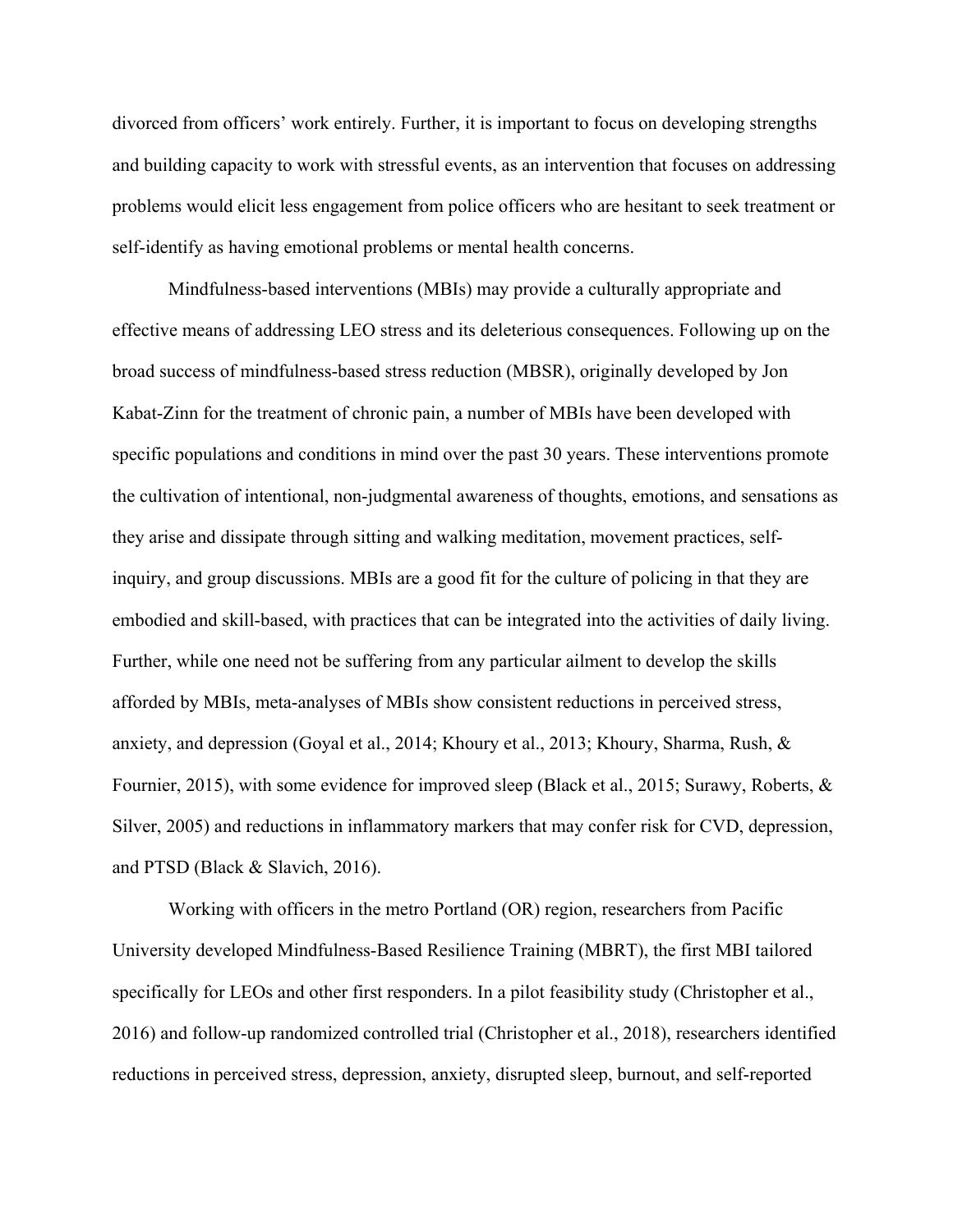divorced from officers' work entirely. Further, it is important to focus on developing strengths and building capacity to work with stressful events, as an intervention that focuses on addressing problems would elicit less engagement from police officers who are hesitant to seek treatment or self-identify as having emotional problems or mental health concerns.

Mindfulness-based interventions (MBIs) may provide a culturally appropriate and effective means of addressing LEO stress and its deleterious consequences. Following up on the broad success of mindfulness-based stress reduction (MBSR), originally developed by Jon Kabat-Zinn for the treatment of chronic pain, a number of MBIs have been developed with specific populations and conditions in mind over the past 30 years. These interventions promote the cultivation of intentional, non-judgmental awareness of thoughts, emotions, and sensations as they arise and dissipate through sitting and walking meditation, movement practices, self-inquiry, and group discussions. MBIs are a good fit for the culture of policing in that they are embodied and skill-based, with practices that can be integrated into the activities of daily living. Further, while one need not be suffering from any particular ailment to develop the skills afforded by MBIs, meta-analyses of MBIs show consistent reductions in perceived stress, anxiety, and depression (Goyal et al., 2014; Khoury et al., 2013; Khoury, Sharma, Rush, & Fournier, 2015), with some evidence for improved sleep (Black et al., 2015; Surawy, Roberts, & Silver, 2005) and reductions in inflammatory markers that may confer risk for CVD, depression, and PTSD (Black & Slavich, 2016).

Working with officers in the metro Portland (OR) region, researchers from Pacific University developed Mindfulness-Based Resilience Training (MBRT), the first MBI tailored specifically for LEOs and other first responders. In a pilot feasibility study (Christopher et al., 2016) and follow-up randomized controlled trial (Christopher et al., 2018), researchers identified reductions in perceived stress, depression, anxiety, disrupted sleep, burnout, and self-reported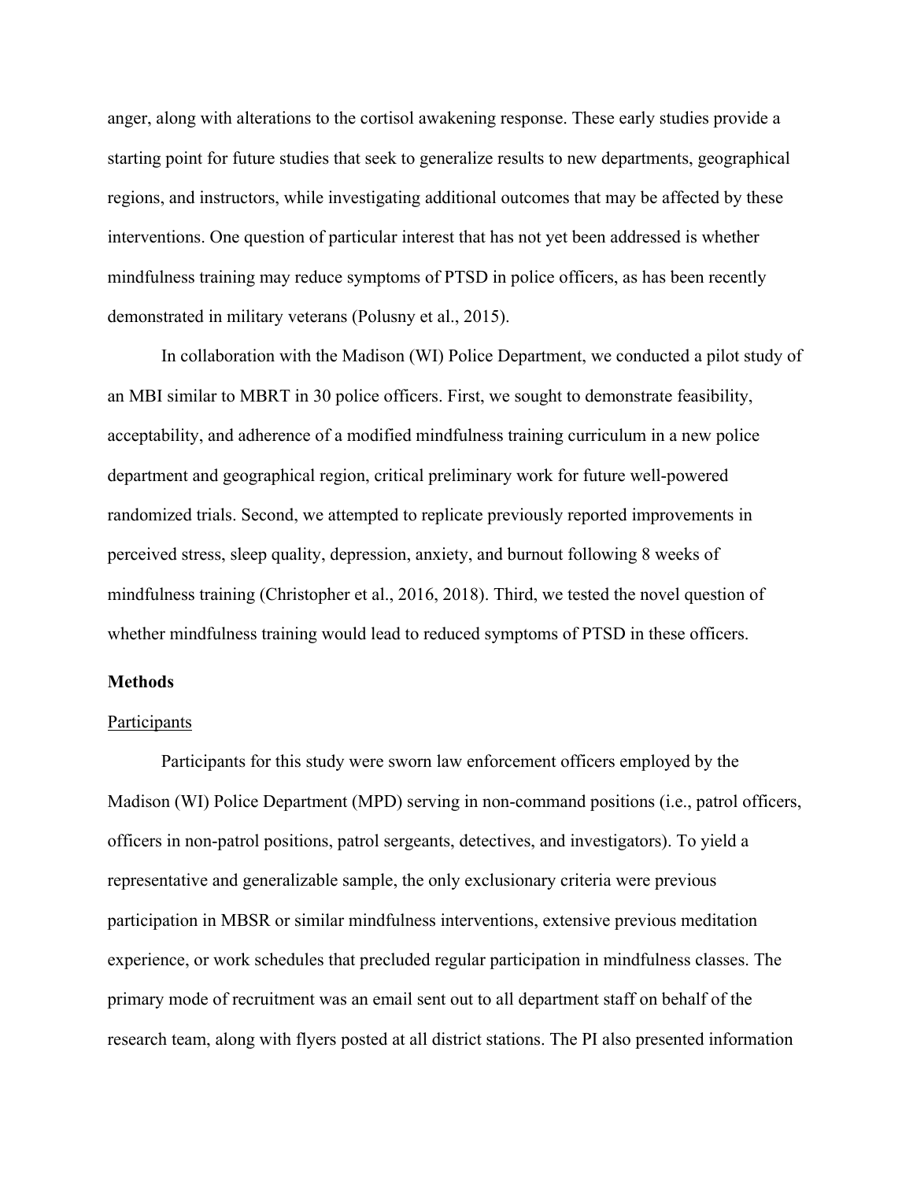anger, along with alterations to the cortisol awakening response. These early studies provide a starting point for future studies that seek to generalize results to new departments, geographical regions, and instructors, while investigating additional outcomes that may be affected by these interventions. One question of particular interest that has not yet been addressed is whether mindfulness training may reduce symptoms of PTSD in police officers, as has been recently demonstrated in military veterans (Polusny et al., 2015).

In collaboration with the Madison (WI) Police Department, we conducted a pilot study of an MBI similar to MBRT in 30 police officers. First, we sought to demonstrate feasibility, acceptability, and adherence of a modified mindfulness training curriculum in a new police department and geographical region, critical preliminary work for future well-powered randomized trials. Second, we attempted to replicate previously reported improvements in perceived stress, sleep quality, depression, anxiety, and burnout following 8 weeks of mindfulness training (Christopher et al., 2016, 2018). Third, we tested the novel question of whether mindfulness training would lead to reduced symptoms of PTSD in these officers.

**Methods**

Participants

Participants for this study were sworn law enforcement officers employed by the Madison (WI) Police Department (MPD) serving in non-command positions (i.e., patrol officers, officers in non-patrol positions, patrol sergeants, detectives, and investigators). To yield a representative and generalizable sample, the only exclusionary criteria were previous participation in MBSR or similar mindfulness interventions, extensive previous meditation experience, or work schedules that precluded regular participation in mindfulness classes. The primary mode of recruitment was an email sent out to all department staff on behalf of the research team, along with flyers posted at all district stations. The PI also presented information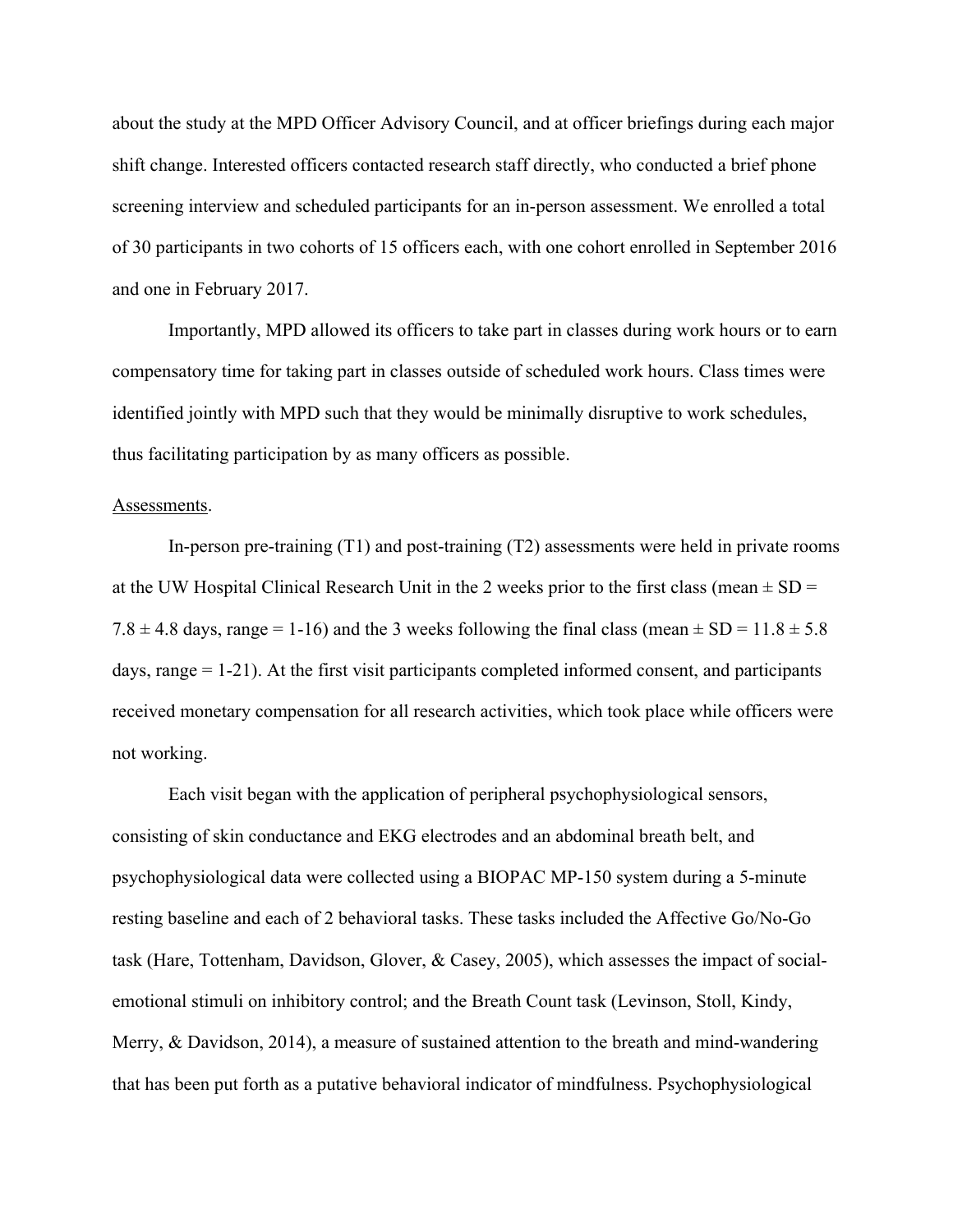about the study at the MPD Officer Advisory Council, and at officer briefings during each major shift change. Interested officers contacted research staff directly, who conducted a brief phone screening interview and scheduled participants for an in-person assessment. We enrolled a total of 30 participants in two cohorts of 15 officers each, with one cohort enrolled in September 2016 and one in February 2017.

Importantly, MPD allowed its officers to take part in classes during work hours or to earn compensatory time for taking part in classes outside of scheduled work hours. Class times were identified jointly with MPD such that they would be minimally disruptive to work schedules, thus facilitating participation by as many officers as possible.

Assessments.

In-person pre-training (T1) and post-training (T2) assessments were held in private rooms at the UW Hospital Clinical Research Unit in the 2 weeks prior to the first class (mean ± SD = 7.8 ± 4.8 days, range = 1-16) and the 3 weeks following the final class (mean ± SD = 11.8 ± 5.8 days, range = 1-21). At the first visit participants completed informed consent, and participants received monetary compensation for all research activities, which took place while officers were not working.

Each visit began with the application of peripheral psychophysiological sensors, consisting of skin conductance and EKG electrodes and an abdominal breath belt, and psychophysiological data were collected using a BIOPAC MP-150 system during a 5-minute resting baseline and each of 2 behavioral tasks. These tasks included the Affective Go/No-Go task (Hare, Tottenham, Davidson, Glover, & Casey, 2005), which assesses the impact of social-emotional stimuli on inhibitory control; and the Breath Count task (Levinson, Stoll, Kindy, Merry, & Davidson, 2014), a measure of sustained attention to the breath and mind-wandering that has been put forth as a putative behavioral indicator of mindfulness. Psychophysiological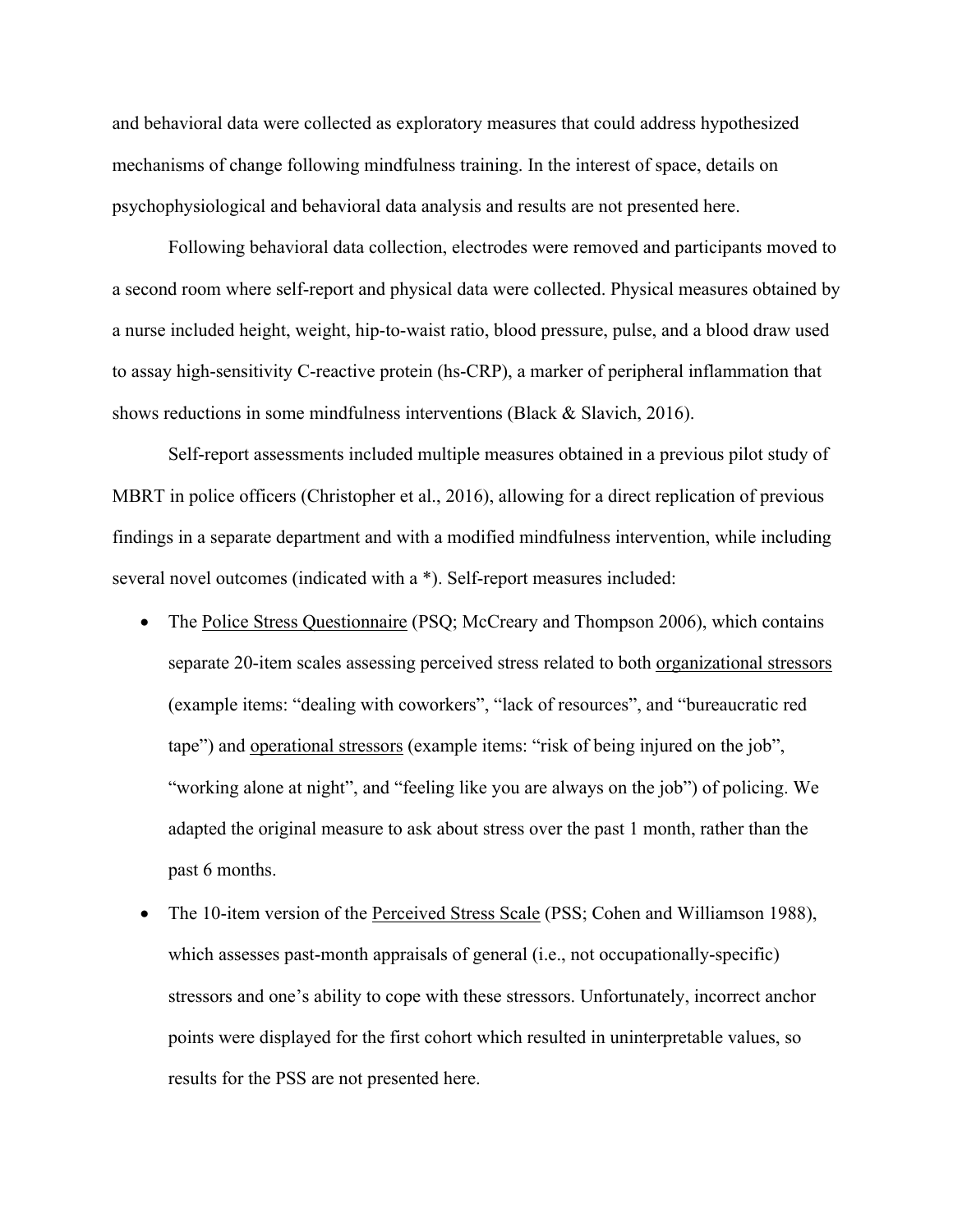and behavioral data were collected as exploratory measures that could address hypothesized mechanisms of change following mindfulness training. In the interest of space, details on psychophysiological and behavioral data analysis and results are not presented here.

Following behavioral data collection, electrodes were removed and participants moved to a second room where self-report and physical data were collected. Physical measures obtained by a nurse included height, weight, hip-to-waist ratio, blood pressure, pulse, and a blood draw used to assay high-sensitivity C-reactive protein (hs-CRP), a marker of peripheral inflammation that shows reductions in some mindfulness interventions (Black & Slavich, 2016).

Self-report assessments included multiple measures obtained in a previous pilot study of MBRT in police officers (Christopher et al., 2016), allowing for a direct replication of previous findings in a separate department and with a modified mindfulness intervention, while including several novel outcomes (indicated with a *). Self-report measures included:

- The Police Stress Questionnaire (PSQ; McCreary and Thompson 2006), which contains separate 20-item scales assessing perceived stress related to both organizational stressors (example items: "dealing with coworkers", "lack of resources", and "bureaucratic red tape") and operational stressors (example items: "risk of being injured on the job", "working alone at night", and "feeling like you are always on the job") of policing. We adapted the original measure to ask about stress over the past 1 month, rather than the past 6 months.
- The 10-item version of the Perceived Stress Scale (PSS; Cohen and Williamson 1988), which assesses past-month appraisals of general (i.e., not occupationally-specific) stressors and one's ability to cope with these stressors. Unfortunately, incorrect anchor points were displayed for the first cohort which resulted in uninterpretable values, so results for the PSS are not presented here.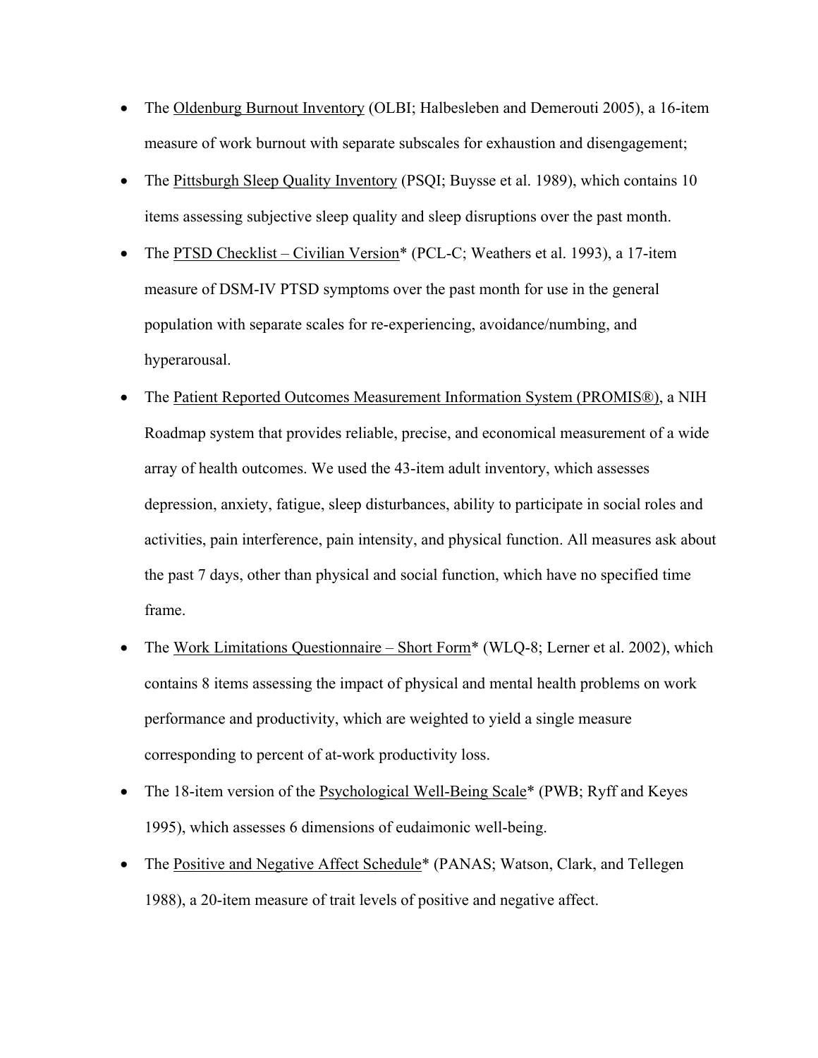- The Oldenburg Burnout Inventory (OLBI; Halbesleben and Demerouti 2005), a 16-item measure of work burnout with separate subscales for exhaustion and disengagement;
- The Pittsburgh Sleep Quality Inventory (PSQI; Buysse et al. 1989), which contains 10 items assessing subjective sleep quality and sleep disruptions over the past month.
- The PTSD Checklist – Civilian Version* (PCL-C; Weathers et al. 1993), a 17-item measure of DSM-IV PTSD symptoms over the past month for use in the general population with separate scales for re-experiencing, avoidance/numbing, and hyperarousal.
- The Patient Reported Outcomes Measurement Information System (PROMIS®), a NIH Roadmap system that provides reliable, precise, and economical measurement of a wide array of health outcomes. We used the 43-item adult inventory, which assesses depression, anxiety, fatigue, sleep disturbances, ability to participate in social roles and activities, pain interference, pain intensity, and physical function. All measures ask about the past 7 days, other than physical and social function, which have no specified time frame.
- The Work Limitations Questionnaire – Short Form* (WLQ-8; Lerner et al. 2002), which contains 8 items assessing the impact of physical and mental health problems on work performance and productivity, which are weighted to yield a single measure corresponding to percent of at-work productivity loss.
- The 18-item version of the Psychological Well-Being Scale* (PWB; Ryff and Keyes 1995), which assesses 6 dimensions of eudaimonic well-being.
- The Positive and Negative Affect Schedule* (PANAS; Watson, Clark, and Tellegen 1988), a 20-item measure of trait levels of positive and negative affect.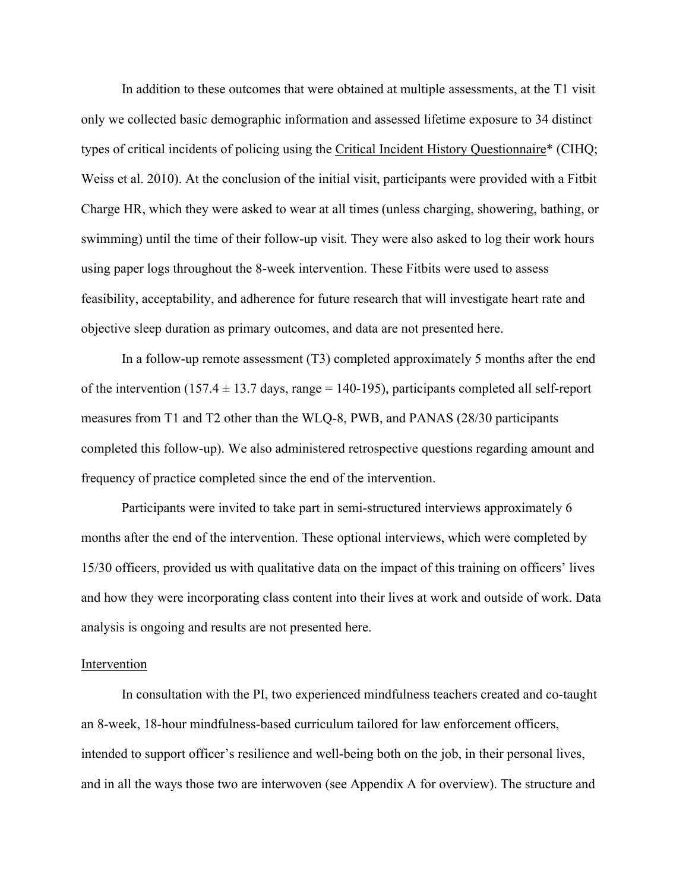In addition to these outcomes that were obtained at multiple assessments, at the T1 visit only we collected basic demographic information and assessed lifetime exposure to 34 distinct types of critical incidents of policing using the Critical Incident History Questionnaire* (CIHQ; Weiss et al. 2010). At the conclusion of the initial visit, participants were provided with a Fitbit Charge HR, which they were asked to wear at all times (unless charging, showering, bathing, or swimming) until the time of their follow-up visit. They were also asked to log their work hours using paper logs throughout the 8-week intervention. These Fitbits were used to assess feasibility, acceptability, and adherence for future research that will investigate heart rate and objective sleep duration as primary outcomes, and data are not presented here.

In a follow-up remote assessment (T3) completed approximately 5 months after the end of the intervention (157.4 ± 13.7 days, range = 140-195), participants completed all self-report measures from T1 and T2 other than the WLQ-8, PWB, and PANAS (28/30 participants completed this follow-up). We also administered retrospective questions regarding amount and frequency of practice completed since the end of the intervention.

Participants were invited to take part in semi-structured interviews approximately 6 months after the end of the intervention. These optional interviews, which were completed by 15/30 officers, provided us with qualitative data on the impact of this training on officers' lives and how they were incorporating class content into their lives at work and outside of work. Data analysis is ongoing and results are not presented here.

## Intervention

In consultation with the PI, two experienced mindfulness teachers created and co-taught an 8-week, 18-hour mindfulness-based curriculum tailored for law enforcement officers, intended to support officer's resilience and well-being both on the job, in their personal lives, and in all the ways those two are interwoven (see Appendix A for overview). The structure and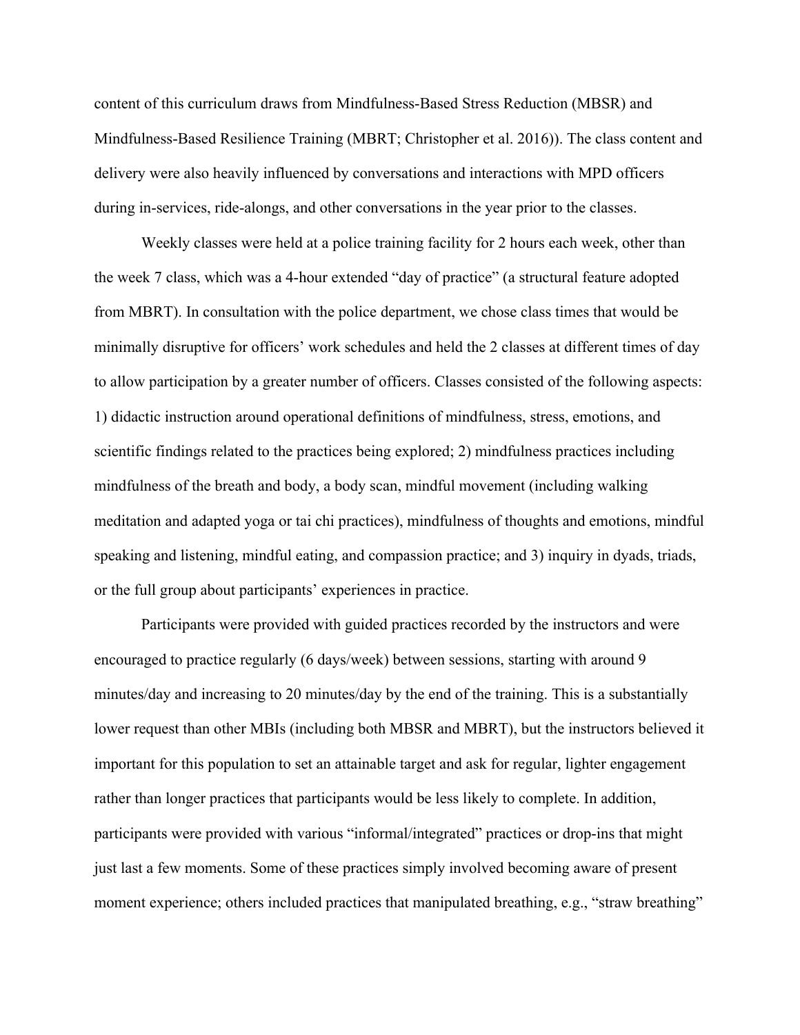content of this curriculum draws from Mindfulness-Based Stress Reduction (MBSR) and Mindfulness-Based Resilience Training (MBRT; Christopher et al. 2016)). The class content and delivery were also heavily influenced by conversations and interactions with MPD officers during in-services, ride-alongs, and other conversations in the year prior to the classes.

Weekly classes were held at a police training facility for 2 hours each week, other than the week 7 class, which was a 4-hour extended "day of practice" (a structural feature adopted from MBRT). In consultation with the police department, we chose class times that would be minimally disruptive for officers' work schedules and held the 2 classes at different times of day to allow participation by a greater number of officers. Classes consisted of the following aspects: 1) didactic instruction around operational definitions of mindfulness, stress, emotions, and scientific findings related to the practices being explored; 2) mindfulness practices including mindfulness of the breath and body, a body scan, mindful movement (including walking meditation and adapted yoga or tai chi practices), mindfulness of thoughts and emotions, mindful speaking and listening, mindful eating, and compassion practice; and 3) inquiry in dyads, triads, or the full group about participants' experiences in practice.

Participants were provided with guided practices recorded by the instructors and were encouraged to practice regularly (6 days/week) between sessions, starting with around 9 minutes/day and increasing to 20 minutes/day by the end of the training. This is a substantially lower request than other MBIs (including both MBSR and MBRT), but the instructors believed it important for this population to set an attainable target and ask for regular, lighter engagement rather than longer practices that participants would be less likely to complete. In addition, participants were provided with various "informal/integrated" practices or drop-ins that might just last a few moments. Some of these practices simply involved becoming aware of present moment experience; others included practices that manipulated breathing, e.g., "straw breathing"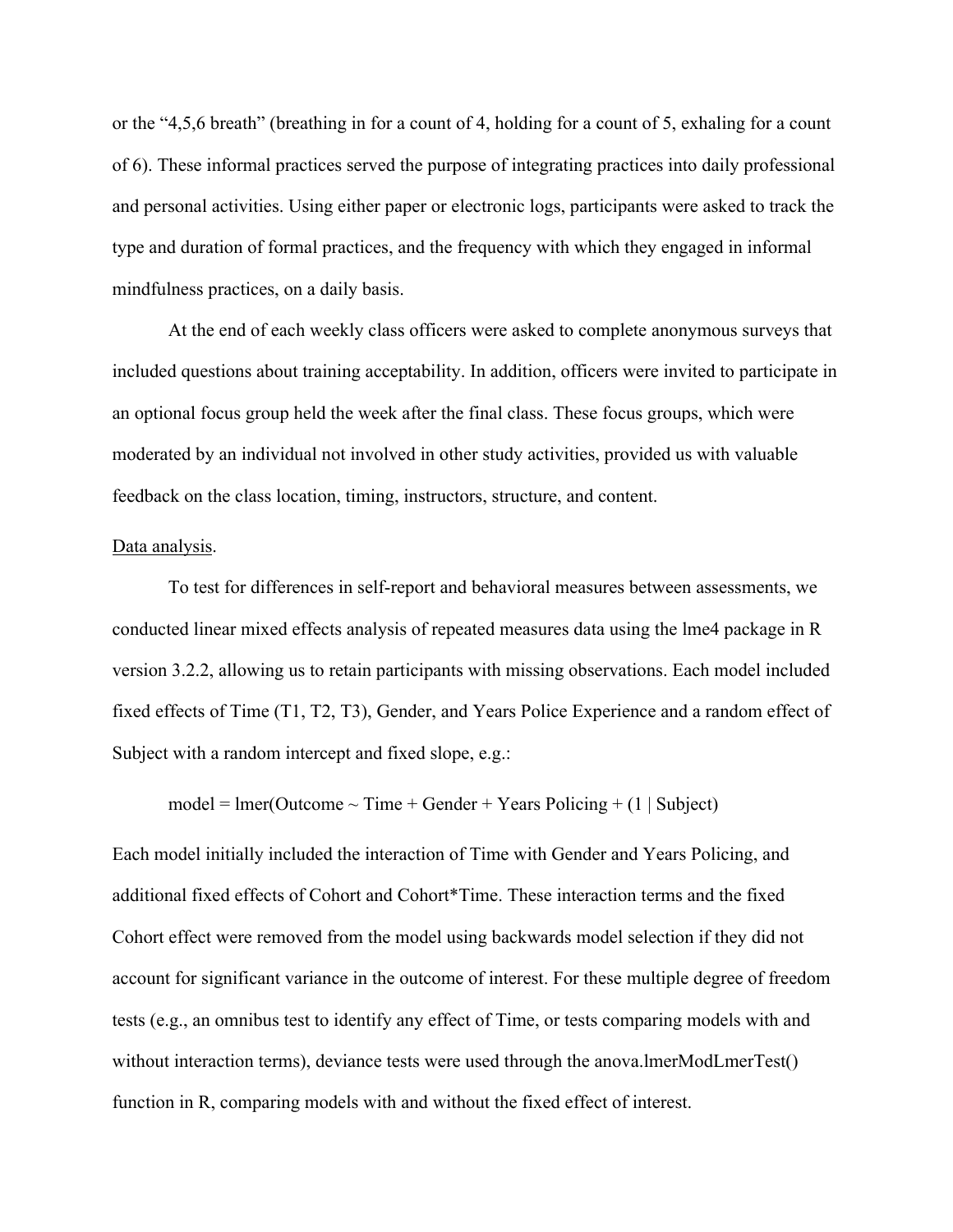or the "4,5,6 breath" (breathing in for a count of 4, holding for a count of 5, exhaling for a count of 6). These informal practices served the purpose of integrating practices into daily professional and personal activities. Using either paper or electronic logs, participants were asked to track the type and duration of formal practices, and the frequency with which they engaged in informal mindfulness practices, on a daily basis.

At the end of each weekly class officers were asked to complete anonymous surveys that included questions about training acceptability. In addition, officers were invited to participate in an optional focus group held the week after the final class. These focus groups, which were moderated by an individual not involved in other study activities, provided us with valuable feedback on the class location, timing, instructors, structure, and content.

<u>Data analysis</u>.

To test for differences in self-report and behavioral measures between assessments, we conducted linear mixed effects analysis of repeated measures data using the lme4 package in R version 3.2.2, allowing us to retain participants with missing observations. Each model included fixed effects of Time (T1, T2, T3), Gender, and Years Police Experience and a random effect of Subject with a random intercept and fixed slope, e.g.:

model = lmer(Outcome ~ Time + Gender + Years Policing + (1 | Subject)

Each model initially included the interaction of Time with Gender and Years Policing, and additional fixed effects of Cohort and Cohort*Time. These interaction terms and the fixed Cohort effect were removed from the model using backwards model selection if they did not account for significant variance in the outcome of interest. For these multiple degree of freedom tests (e.g., an omnibus test to identify any effect of Time, or tests comparing models with and without interaction terms), deviance tests were used through the anova.lmerModLmerTest() function in R, comparing models with and without the fixed effect of interest.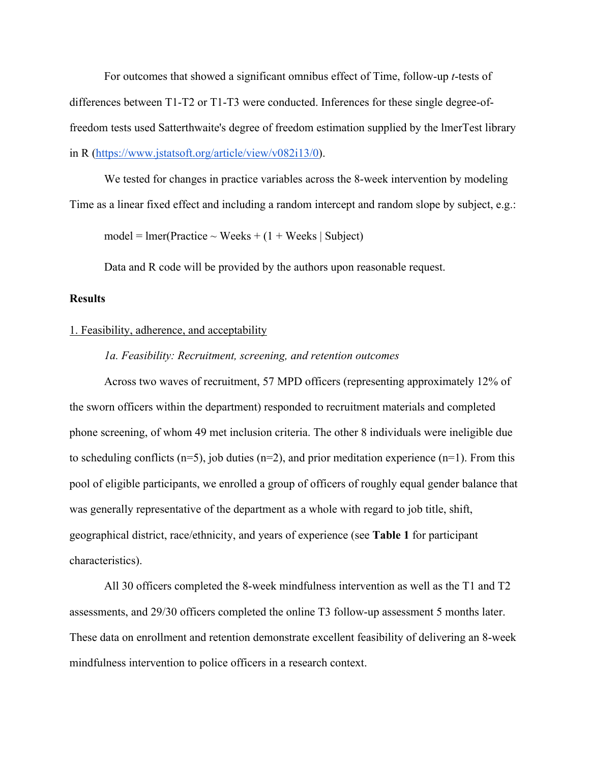For outcomes that showed a significant omnibus effect of Time, follow-up *t*-tests of differences between T1-T2 or T1-T3 were conducted. Inferences for these single degree-of-freedom tests used Satterthwaite's degree of freedom estimation supplied by the lmerTest library in R (https://www.jstatsoft.org/article/view/v082i13/0).

We tested for changes in practice variables across the 8-week intervention by modeling Time as a linear fixed effect and including a random intercept and random slope by subject, e.g.:

```
model = lmer(Practice ~ Weeks + (1 + Weeks | Subject)
```

Data and R code will be provided by the authors upon reasonable request.

## Results

### 1. Feasibility, adherence, and acceptability

#### *1a. Feasibility: Recruitment, screening, and retention outcomes*

Across two waves of recruitment, 57 MPD officers (representing approximately 12% of the sworn officers within the department) responded to recruitment materials and completed phone screening, of whom 49 met inclusion criteria. The other 8 individuals were ineligible due to scheduling conflicts (n=5), job duties (n=2), and prior meditation experience (n=1). From this pool of eligible participants, we enrolled a group of officers of roughly equal gender balance that was generally representative of the department as a whole with regard to job title, shift, geographical district, race/ethnicity, and years of experience (see **Table 1** for participant characteristics).

All 30 officers completed the 8-week mindfulness intervention as well as the T1 and T2 assessments, and 29/30 officers completed the online T3 follow-up assessment 5 months later. These data on enrollment and retention demonstrate excellent feasibility of delivering an 8-week mindfulness intervention to police officers in a research context.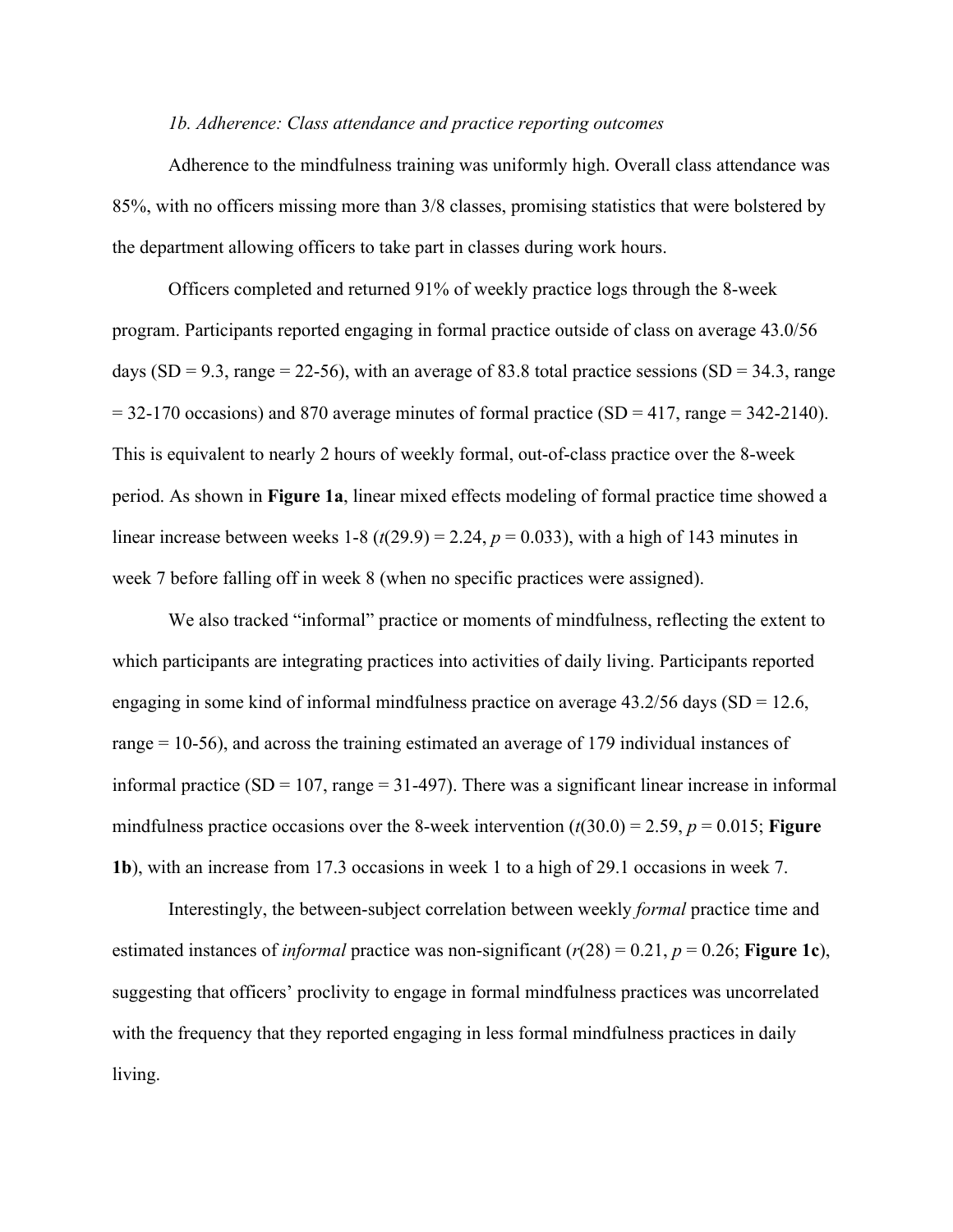*1b. Adherence: Class attendance and practice reporting outcomes*

Adherence to the mindfulness training was uniformly high. Overall class attendance was 85%, with no officers missing more than 3/8 classes, promising statistics that were bolstered by the department allowing officers to take part in classes during work hours.

Officers completed and returned 91% of weekly practice logs through the 8-week program. Participants reported engaging in formal practice outside of class on average 43.0/56 days (SD = 9.3, range = 22-56), with an average of 83.8 total practice sessions (SD = 34.3, range = 32-170 occasions) and 870 average minutes of formal practice (SD = 417, range = 342-2140). This is equivalent to nearly 2 hours of weekly formal, out-of-class practice over the 8-week period. As shown in **Figure 1a**, linear mixed effects modeling of formal practice time showed a linear increase between weeks 1-8 ($t(29.9) = 2.24$, $p = 0.033$), with a high of 143 minutes in week 7 before falling off in week 8 (when no specific practices were assigned).

We also tracked "informal" practice or moments of mindfulness, reflecting the extent to which participants are integrating practices into activities of daily living. Participants reported engaging in some kind of informal mindfulness practice on average 43.2/56 days (SD = 12.6, range = 10-56), and across the training estimated an average of 179 individual instances of informal practice (SD = 107, range = 31-497). There was a significant linear increase in informal mindfulness practice occasions over the 8-week intervention ($t(30.0) = 2.59$, $p = 0.015$; **Figure 1b**), with an increase from 17.3 occasions in week 1 to a high of 29.1 occasions in week 7.

Interestingly, the between-subject correlation between weekly *formal* practice time and estimated instances of *informal* practice was non-significant ($r(28) = 0.21$, $p = 0.26$; **Figure 1c**), suggesting that officers' proclivity to engage in formal mindfulness practices was uncorrelated with the frequency that they reported engaging in less formal mindfulness practices in daily living.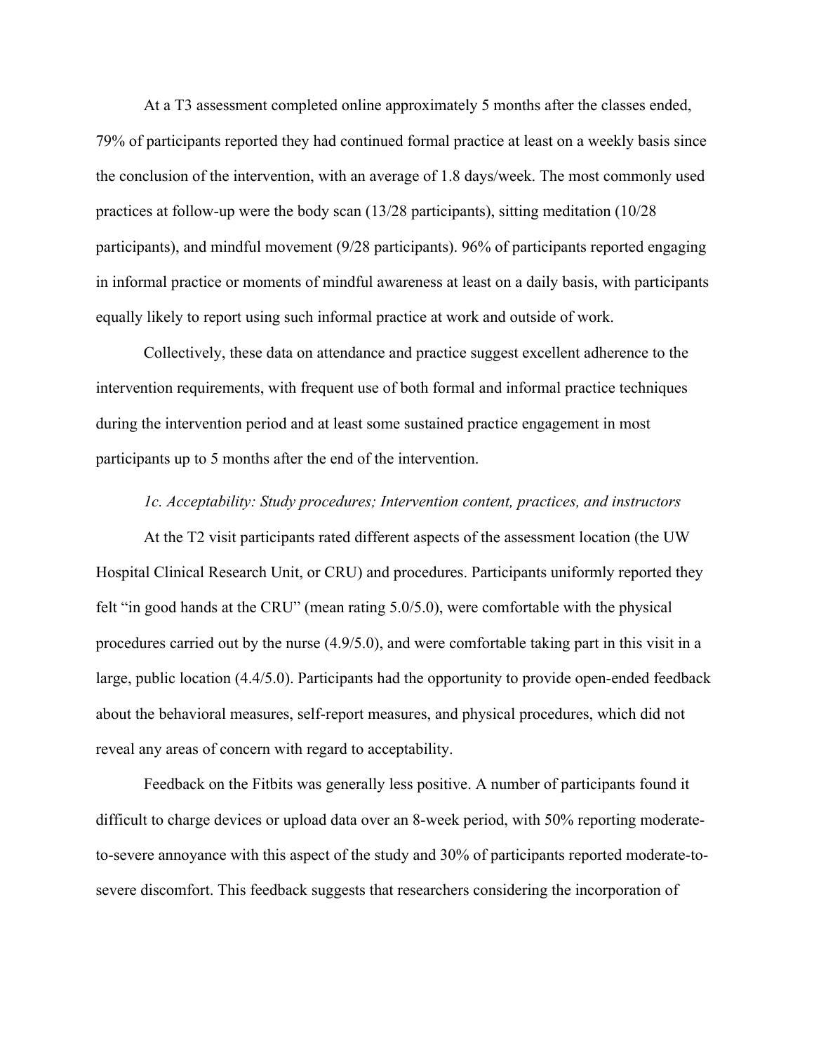At a T3 assessment completed online approximately 5 months after the classes ended, 79% of participants reported they had continued formal practice at least on a weekly basis since the conclusion of the intervention, with an average of 1.8 days/week. The most commonly used practices at follow-up were the body scan (13/28 participants), sitting meditation (10/28 participants), and mindful movement (9/28 participants). 96% of participants reported engaging in informal practice or moments of mindful awareness at least on a daily basis, with participants equally likely to report using such informal practice at work and outside of work.

Collectively, these data on attendance and practice suggest excellent adherence to the intervention requirements, with frequent use of both formal and informal practice techniques during the intervention period and at least some sustained practice engagement in most participants up to 5 months after the end of the intervention.

*1c. Acceptability: Study procedures; Intervention content, practices, and instructors*

At the T2 visit participants rated different aspects of the assessment location (the UW Hospital Clinical Research Unit, or CRU) and procedures. Participants uniformly reported they felt "in good hands at the CRU" (mean rating 5.0/5.0), were comfortable with the physical procedures carried out by the nurse (4.9/5.0), and were comfortable taking part in this visit in a large, public location (4.4/5.0). Participants had the opportunity to provide open-ended feedback about the behavioral measures, self-report measures, and physical procedures, which did not reveal any areas of concern with regard to acceptability.

Feedback on the Fitbits was generally less positive. A number of participants found it difficult to charge devices or upload data over an 8-week period, with 50% reporting moderate-to-severe annoyance with this aspect of the study and 30% of participants reported moderate-to-severe discomfort. This feedback suggests that researchers considering the incorporation of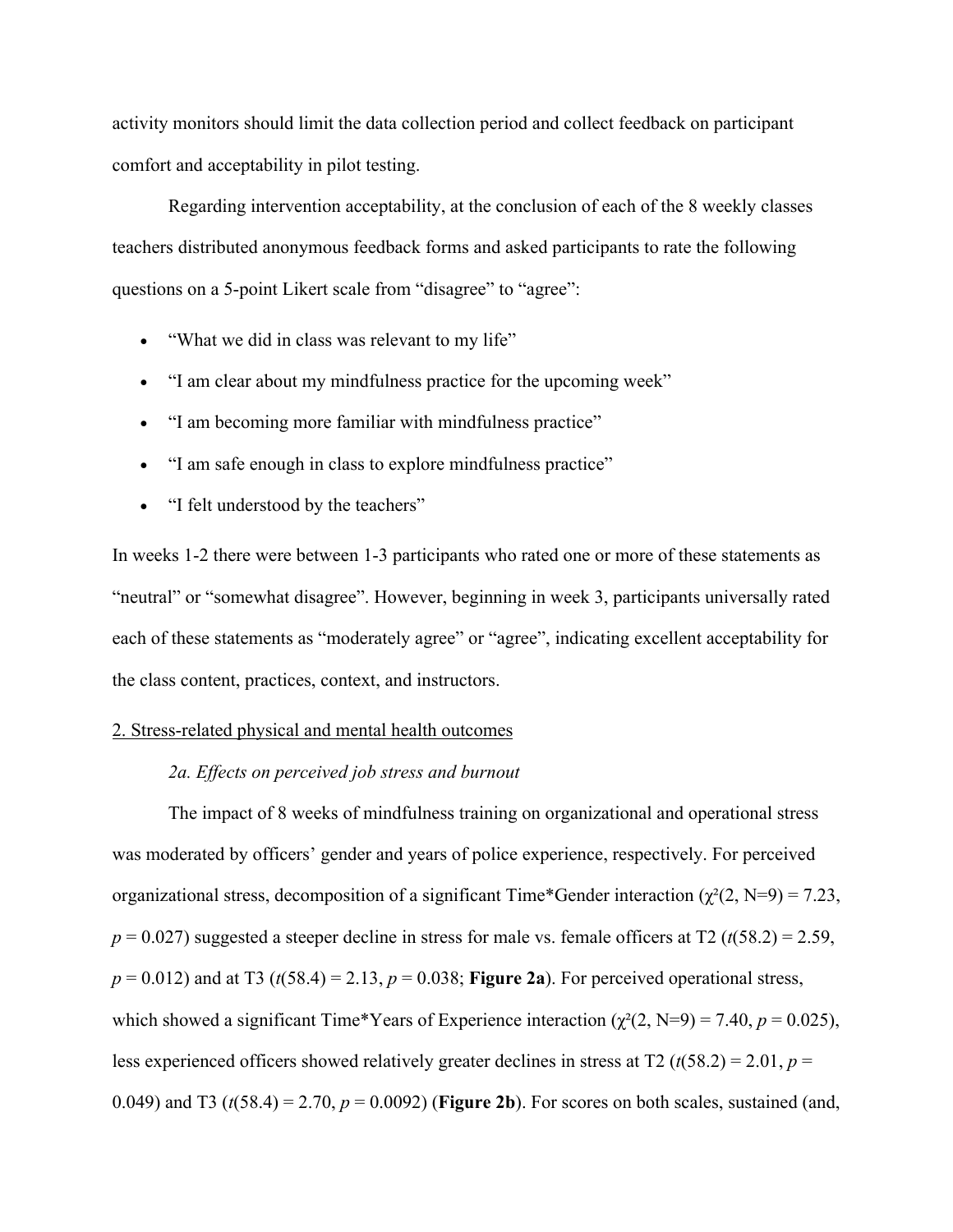activity monitors should limit the data collection period and collect feedback on participant comfort and acceptability in pilot testing.

Regarding intervention acceptability, at the conclusion of each of the 8 weekly classes teachers distributed anonymous feedback forms and asked participants to rate the following questions on a 5-point Likert scale from "disagree" to "agree":

- "What we did in class was relevant to my life"
- "I am clear about my mindfulness practice for the upcoming week"
- "I am becoming more familiar with mindfulness practice"
- "I am safe enough in class to explore mindfulness practice"
- "I felt understood by the teachers"

In weeks 1-2 there were between 1-3 participants who rated one or more of these statements as "neutral" or "somewhat disagree". However, beginning in week 3, participants universally rated each of these statements as "moderately agree" or "agree", indicating excellent acceptability for the class content, practices, context, and instructors.

2. Stress-related physical and mental health outcomes

*2a. Effects on perceived job stress and burnout*

The impact of 8 weeks of mindfulness training on organizational and operational stress was moderated by officers' gender and years of police experience, respectively. For perceived organizational stress, decomposition of a significant Time*Gender interaction ($\chi^2(2, N=9) = 7.23$, $p = 0.027$) suggested a steeper decline in stress for male vs. female officers at T2 ($t(58.2) = 2.59$, $p = 0.012$) and at T3 ($t(58.4) = 2.13$, $p = 0.038$; **Figure 2a**). For perceived operational stress, which showed a significant Time*Years of Experience interaction ($\chi^2(2, N=9) = 7.40$, $p = 0.025$), less experienced officers showed relatively greater declines in stress at T2 ($t(58.2) = 2.01$, $p = 0.049$) and T3 ($t(58.4) = 2.70$, $p = 0.0092$) (**Figure 2b**). For scores on both scales, sustained (and,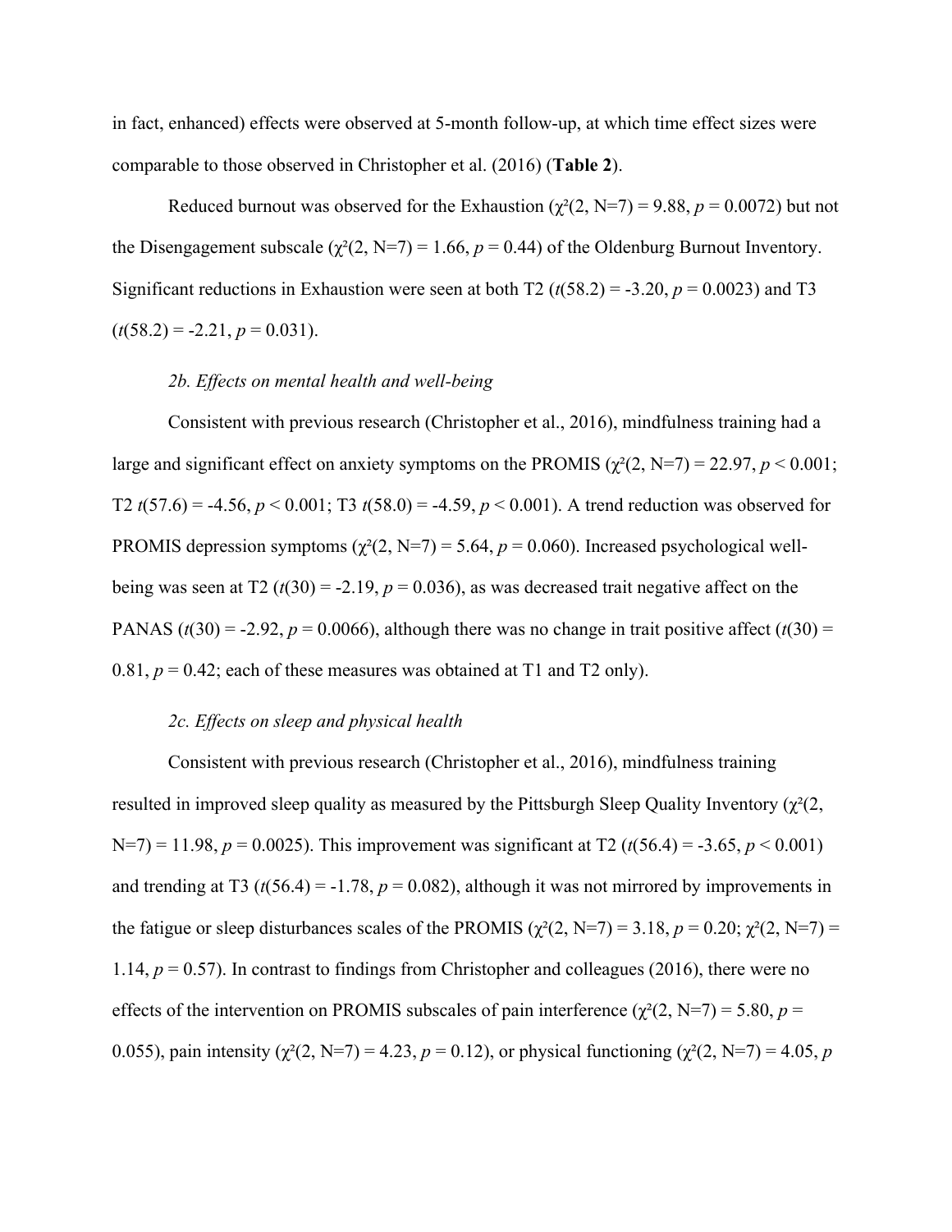in fact, enhanced) effects were observed at 5-month follow-up, at which time effect sizes were comparable to those observed in Christopher et al. (2016) (**Table 2**).

Reduced burnout was observed for the Exhaustion ($\chi^2(2, N=7) = 9.88$, $p = 0.0072$) but not the Disengagement subscale ($\chi^2(2, N=7) = 1.66$, $p = 0.44$) of the Oldenburg Burnout Inventory. Significant reductions in Exhaustion were seen at both T2 ($t(58.2) = -3.20$, $p = 0.0023$) and T3 ($t(58.2) = -2.21$, $p = 0.031$).

*2b. Effects on mental health and well-being*

Consistent with previous research (Christopher et al., 2016), mindfulness training had a large and significant effect on anxiety symptoms on the PROMIS ($\chi^2(2, N=7) = 22.97$, $p < 0.001$; T2 $t(57.6) = -4.56$, $p < 0.001$; T3 $t(58.0) = -4.59$, $p < 0.001$). A trend reduction was observed for PROMIS depression symptoms ($\chi^2(2, N=7) = 5.64$, $p = 0.060$). Increased psychological well-being was seen at T2 ($t(30) = -2.19$, $p = 0.036$), as was decreased trait negative affect on the PANAS ($t(30) = -2.92$, $p = 0.0066$), although there was no change in trait positive affect ($t(30) = 0.81$, $p = 0.42$; each of these measures was obtained at T1 and T2 only).

*2c. Effects on sleep and physical health*

Consistent with previous research (Christopher et al., 2016), mindfulness training resulted in improved sleep quality as measured by the Pittsburgh Sleep Quality Inventory ($\chi^2(2, N=7) = 11.98$, $p = 0.0025$). This improvement was significant at T2 ($t(56.4) = -3.65$, $p < 0.001$) and trending at T3 ($t(56.4) = -1.78$, $p = 0.082$), although it was not mirrored by improvements in the fatigue or sleep disturbances scales of the PROMIS ($\chi^2(2, N=7) = 3.18$, $p = 0.20$; $\chi^2(2, N=7) = 1.14$, $p = 0.57$). In contrast to findings from Christopher and colleagues (2016), there were no effects of the intervention on PROMIS subscales of pain interference ($\chi^2(2, N=7) = 5.80$, $p = 0.055$), pain intensity ($\chi^2(2, N=7) = 4.23$, $p = 0.12$), or physical functioning ($\chi^2(2, N=7) = 4.05$, $p$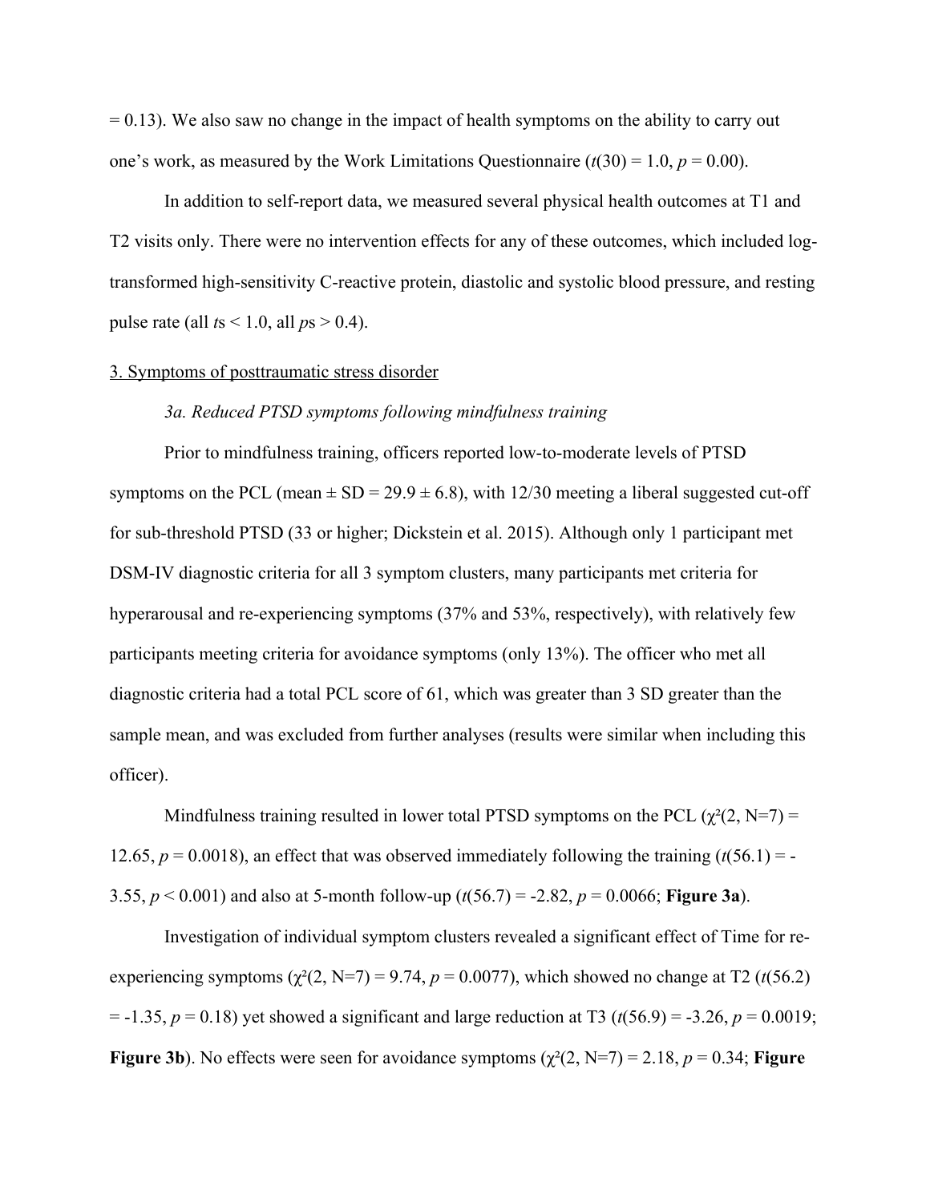= 0.13). We also saw no change in the impact of health symptoms on the ability to carry out one's work, as measured by the Work Limitations Questionnaire ($t(30) = 1.0$, $p = 0.00$).

In addition to self-report data, we measured several physical health outcomes at T1 and T2 visits only. There were no intervention effects for any of these outcomes, which included log-transformed high-sensitivity C-reactive protein, diastolic and systolic blood pressure, and resting pulse rate (all $t$s < 1.0, all $p$s > 0.4).

3. Symptoms of posttraumatic stress disorder

*3a. Reduced PTSD symptoms following mindfulness training*

Prior to mindfulness training, officers reported low-to-moderate levels of PTSD symptoms on the PCL (mean ± SD = 29.9 ± 6.8), with 12/30 meeting a liberal suggested cut-off for sub-threshold PTSD (33 or higher; Dickstein et al. 2015). Although only 1 participant met DSM-IV diagnostic criteria for all 3 symptom clusters, many participants met criteria for hyperarousal and re-experiencing symptoms (37% and 53%, respectively), with relatively few participants meeting criteria for avoidance symptoms (only 13%). The officer who met all diagnostic criteria had a total PCL score of 61, which was greater than 3 SD greater than the sample mean, and was excluded from further analyses (results were similar when including this officer).

Mindfulness training resulted in lower total PTSD symptoms on the PCL ($\chi^2(2, N=7) = 12.65$, $p = 0.0018$), an effect that was observed immediately following the training ($t(56.1) = -3.55$, $p < 0.001$) and also at 5-month follow-up ($t(56.7) = -2.82$, $p = 0.0066$; **Figure 3a**).

Investigation of individual symptom clusters revealed a significant effect of Time for re-experiencing symptoms ($\chi^2(2, N=7) = 9.74$, $p = 0.0077$), which showed no change at T2 ($t(56.2) = -1.35$, $p = 0.18$) yet showed a significant and large reduction at T3 ($t(56.9) = -3.26$, $p = 0.0019$; **Figure 3b**). No effects were seen for avoidance symptoms ($\chi^2(2, N=7) = 2.18$, $p = 0.34$; **Figure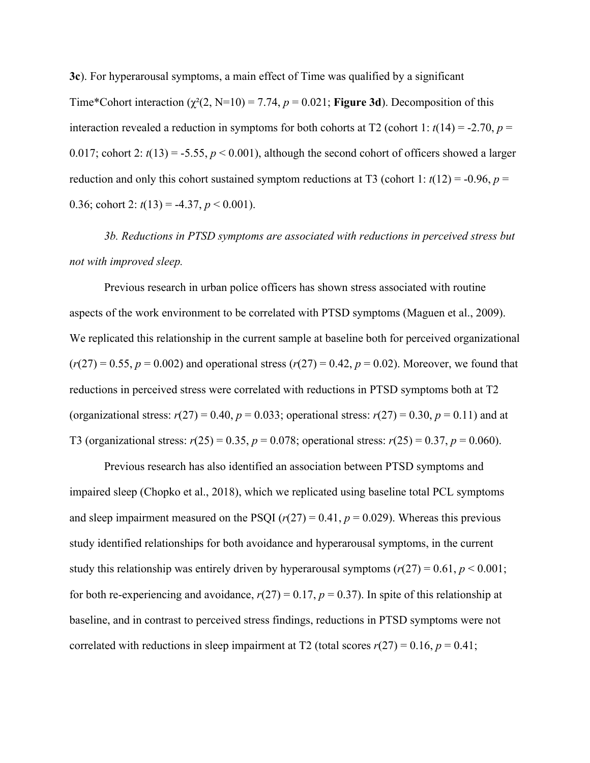**3c**). For hyperarousal symptoms, a main effect of Time was qualified by a significant Time*Cohort interaction ($\chi^2(2, N=10) = 7.74$, $p = 0.021$; **Figure 3d**). Decomposition of this interaction revealed a reduction in symptoms for both cohorts at T2 (cohort 1: $t(14) = -2.70$, $p = 0.017$; cohort 2: $t(13) = -5.55$, $p < 0.001$), although the second cohort of officers showed a larger reduction and only this cohort sustained symptom reductions at T3 (cohort 1: $t(12) = -0.96$, $p = 0.36$; cohort 2: $t(13) = -4.37$, $p < 0.001$).

*3b. Reductions in PTSD symptoms are associated with reductions in perceived stress but not with improved sleep.*

Previous research in urban police officers has shown stress associated with routine aspects of the work environment to be correlated with PTSD symptoms (Maguen et al., 2009). We replicated this relationship in the current sample at baseline both for perceived organizational ($r(27) = 0.55$, $p = 0.002$) and operational stress ($r(27) = 0.42$, $p = 0.02$). Moreover, we found that reductions in perceived stress were correlated with reductions in PTSD symptoms both at T2 (organizational stress: $r(27) = 0.40$, $p = 0.033$; operational stress: $r(27) = 0.30$, $p = 0.11$) and at T3 (organizational stress: $r(25) = 0.35$, $p = 0.078$; operational stress: $r(25) = 0.37$, $p = 0.060$).

Previous research has also identified an association between PTSD symptoms and impaired sleep (Chopko et al., 2018), which we replicated using baseline total PCL symptoms and sleep impairment measured on the PSQI ($r(27) = 0.41$, $p = 0.029$). Whereas this previous study identified relationships for both avoidance and hyperarousal symptoms, in the current study this relationship was entirely driven by hyperarousal symptoms ($r(27) = 0.61$, $p < 0.001$; for both re-experiencing and avoidance, $r(27) = 0.17$, $p = 0.37$). In spite of this relationship at baseline, and in contrast to perceived stress findings, reductions in PTSD symptoms were not correlated with reductions in sleep impairment at T2 (total scores $r(27) = 0.16$, $p = 0.41$;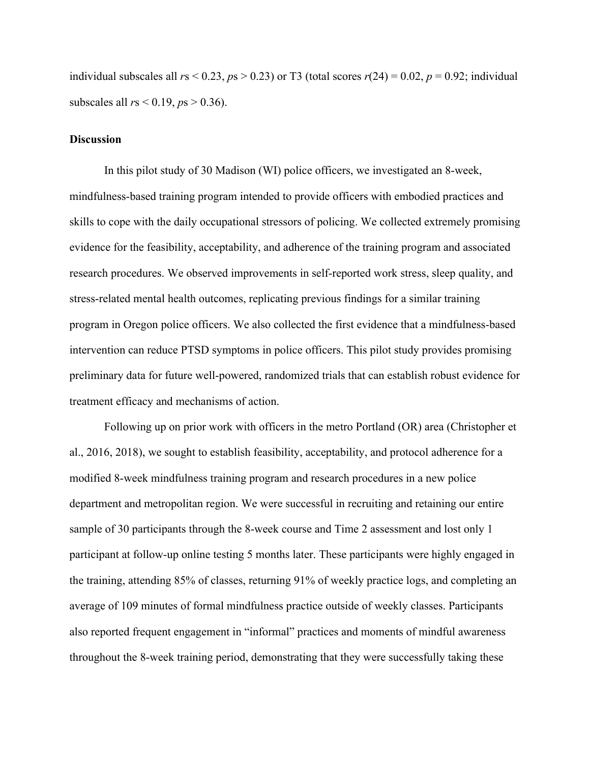individual subscales all $r$s $< 0.23$, $p$s $> 0.23$) or T3 (total scores $r(24) = 0.02$, $p = 0.92$; individual subscales all $r$s $< 0.19$, $p$s $> 0.36$).

**Discussion**

In this pilot study of 30 Madison (WI) police officers, we investigated an 8-week, mindfulness-based training program intended to provide officers with embodied practices and skills to cope with the daily occupational stressors of policing. We collected extremely promising evidence for the feasibility, acceptability, and adherence of the training program and associated research procedures. We observed improvements in self-reported work stress, sleep quality, and stress-related mental health outcomes, replicating previous findings for a similar training program in Oregon police officers. We also collected the first evidence that a mindfulness-based intervention can reduce PTSD symptoms in police officers. This pilot study provides promising preliminary data for future well-powered, randomized trials that can establish robust evidence for treatment efficacy and mechanisms of action.

Following up on prior work with officers in the metro Portland (OR) area (Christopher et al., 2016, 2018), we sought to establish feasibility, acceptability, and protocol adherence for a modified 8-week mindfulness training program and research procedures in a new police department and metropolitan region. We were successful in recruiting and retaining our entire sample of 30 participants through the 8-week course and Time 2 assessment and lost only 1 participant at follow-up online testing 5 months later. These participants were highly engaged in the training, attending 85% of classes, returning 91% of weekly practice logs, and completing an average of 109 minutes of formal mindfulness practice outside of weekly classes. Participants also reported frequent engagement in "informal" practices and moments of mindful awareness throughout the 8-week training period, demonstrating that they were successfully taking these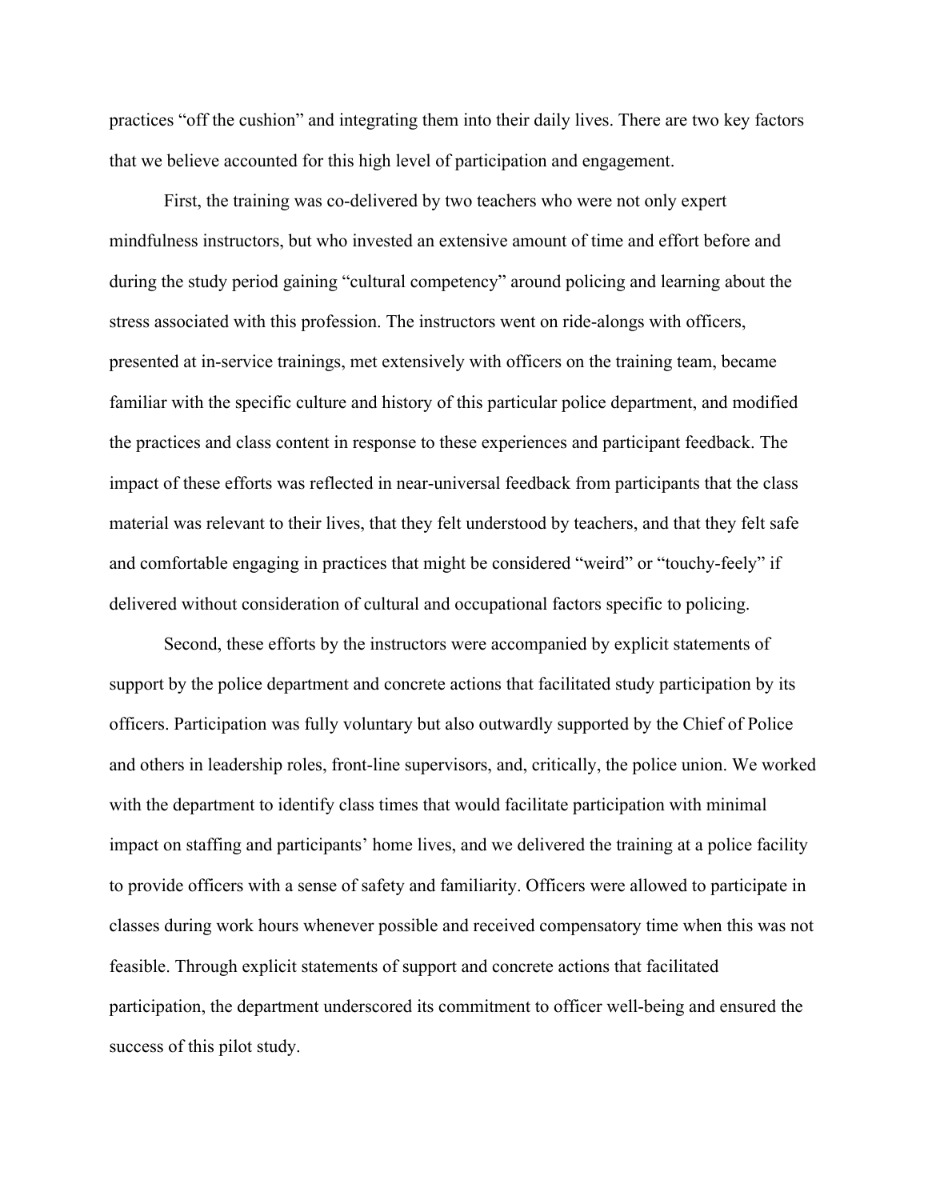practices "off the cushion" and integrating them into their daily lives. There are two key factors that we believe accounted for this high level of participation and engagement.

First, the training was co-delivered by two teachers who were not only expert mindfulness instructors, but who invested an extensive amount of time and effort before and during the study period gaining "cultural competency" around policing and learning about the stress associated with this profession. The instructors went on ride-alongs with officers, presented at in-service trainings, met extensively with officers on the training team, became familiar with the specific culture and history of this particular police department, and modified the practices and class content in response to these experiences and participant feedback. The impact of these efforts was reflected in near-universal feedback from participants that the class material was relevant to their lives, that they felt understood by teachers, and that they felt safe and comfortable engaging in practices that might be considered "weird" or "touchy-feely" if delivered without consideration of cultural and occupational factors specific to policing.

Second, these efforts by the instructors were accompanied by explicit statements of support by the police department and concrete actions that facilitated study participation by its officers. Participation was fully voluntary but also outwardly supported by the Chief of Police and others in leadership roles, front-line supervisors, and, critically, the police union. We worked with the department to identify class times that would facilitate participation with minimal impact on staffing and participants' home lives, and we delivered the training at a police facility to provide officers with a sense of safety and familiarity. Officers were allowed to participate in classes during work hours whenever possible and received compensatory time when this was not feasible. Through explicit statements of support and concrete actions that facilitated participation, the department underscored its commitment to officer well-being and ensured the success of this pilot study.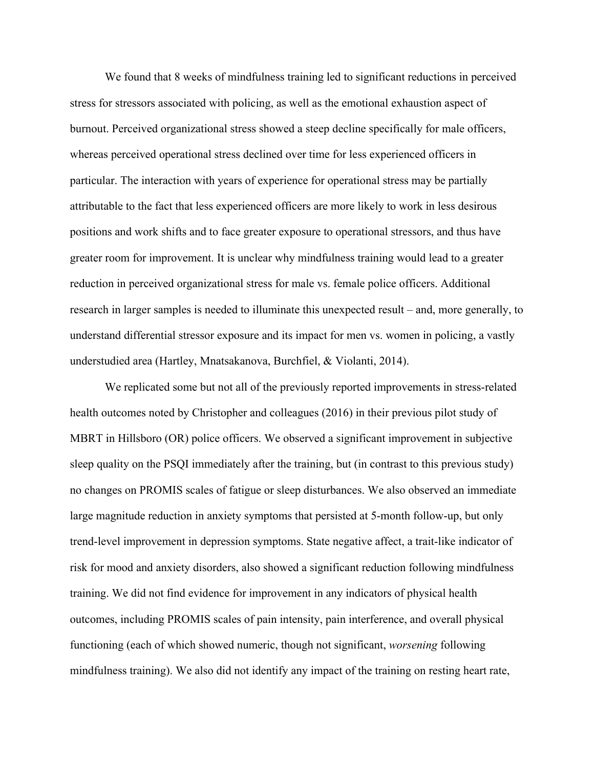We found that 8 weeks of mindfulness training led to significant reductions in perceived stress for stressors associated with policing, as well as the emotional exhaustion aspect of burnout. Perceived organizational stress showed a steep decline specifically for male officers, whereas perceived operational stress declined over time for less experienced officers in particular. The interaction with years of experience for operational stress may be partially attributable to the fact that less experienced officers are more likely to work in less desirous positions and work shifts and to face greater exposure to operational stressors, and thus have greater room for improvement. It is unclear why mindfulness training would lead to a greater reduction in perceived organizational stress for male vs. female police officers. Additional research in larger samples is needed to illuminate this unexpected result – and, more generally, to understand differential stressor exposure and its impact for men vs. women in policing, a vastly understudied area (Hartley, Mnatsakanova, Burchfiel, & Violanti, 2014).

We replicated some but not all of the previously reported improvements in stress-related health outcomes noted by Christopher and colleagues (2016) in their previous pilot study of MBRT in Hillsboro (OR) police officers. We observed a significant improvement in subjective sleep quality on the PSQI immediately after the training, but (in contrast to this previous study) no changes on PROMIS scales of fatigue or sleep disturbances. We also observed an immediate large magnitude reduction in anxiety symptoms that persisted at 5-month follow-up, but only trend-level improvement in depression symptoms. State negative affect, a trait-like indicator of risk for mood and anxiety disorders, also showed a significant reduction following mindfulness training. We did not find evidence for improvement in any indicators of physical health outcomes, including PROMIS scales of pain intensity, pain interference, and overall physical functioning (each of which showed numeric, though not significant, *worsening* following mindfulness training). We also did not identify any impact of the training on resting heart rate,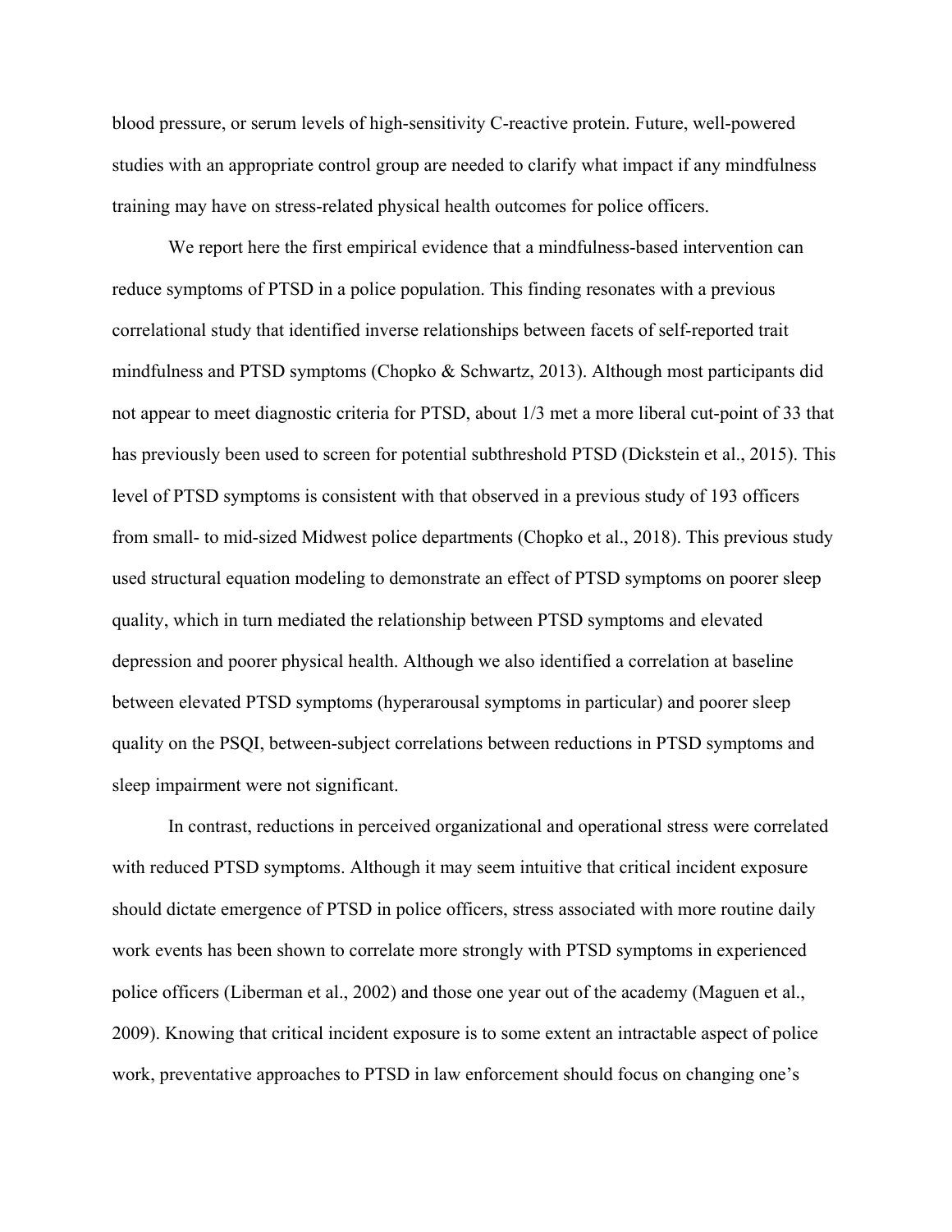blood pressure, or serum levels of high-sensitivity C-reactive protein. Future, well-powered studies with an appropriate control group are needed to clarify what impact if any mindfulness training may have on stress-related physical health outcomes for police officers.

We report here the first empirical evidence that a mindfulness-based intervention can reduce symptoms of PTSD in a police population. This finding resonates with a previous correlational study that identified inverse relationships between facets of self-reported trait mindfulness and PTSD symptoms (Chopko & Schwartz, 2013). Although most participants did not appear to meet diagnostic criteria for PTSD, about 1/3 met a more liberal cut-point of 33 that has previously been used to screen for potential subthreshold PTSD (Dickstein et al., 2015). This level of PTSD symptoms is consistent with that observed in a previous study of 193 officers from small- to mid-sized Midwest police departments (Chopko et al., 2018). This previous study used structural equation modeling to demonstrate an effect of PTSD symptoms on poorer sleep quality, which in turn mediated the relationship between PTSD symptoms and elevated depression and poorer physical health. Although we also identified a correlation at baseline between elevated PTSD symptoms (hyperarousal symptoms in particular) and poorer sleep quality on the PSQI, between-subject correlations between reductions in PTSD symptoms and sleep impairment were not significant.

In contrast, reductions in perceived organizational and operational stress were correlated with reduced PTSD symptoms. Although it may seem intuitive that critical incident exposure should dictate emergence of PTSD in police officers, stress associated with more routine daily work events has been shown to correlate more strongly with PTSD symptoms in experienced police officers (Liberman et al., 2002) and those one year out of the academy (Maguen et al., 2009). Knowing that critical incident exposure is to some extent an intractable aspect of police work, preventative approaches to PTSD in law enforcement should focus on changing one's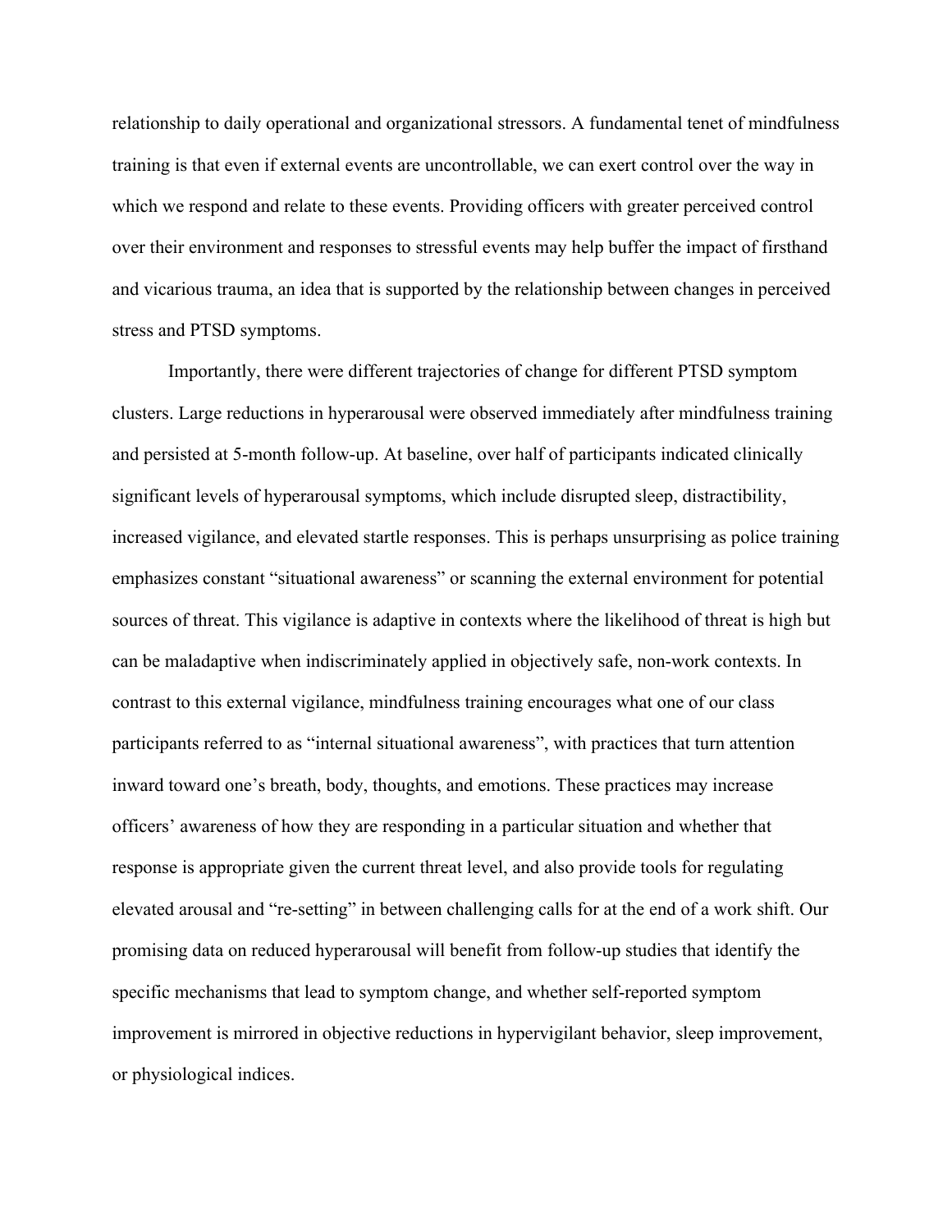relationship to daily operational and organizational stressors. A fundamental tenet of mindfulness training is that even if external events are uncontrollable, we can exert control over the way in which we respond and relate to these events. Providing officers with greater perceived control over their environment and responses to stressful events may help buffer the impact of firsthand and vicarious trauma, an idea that is supported by the relationship between changes in perceived stress and PTSD symptoms.

Importantly, there were different trajectories of change for different PTSD symptom clusters. Large reductions in hyperarousal were observed immediately after mindfulness training and persisted at 5-month follow-up. At baseline, over half of participants indicated clinically significant levels of hyperarousal symptoms, which include disrupted sleep, distractibility, increased vigilance, and elevated startle responses. This is perhaps unsurprising as police training emphasizes constant "situational awareness" or scanning the external environment for potential sources of threat. This vigilance is adaptive in contexts where the likelihood of threat is high but can be maladaptive when indiscriminately applied in objectively safe, non-work contexts. In contrast to this external vigilance, mindfulness training encourages what one of our class participants referred to as "internal situational awareness", with practices that turn attention inward toward one's breath, body, thoughts, and emotions. These practices may increase officers' awareness of how they are responding in a particular situation and whether that response is appropriate given the current threat level, and also provide tools for regulating elevated arousal and "re-setting" in between challenging calls for at the end of a work shift. Our promising data on reduced hyperarousal will benefit from follow-up studies that identify the specific mechanisms that lead to symptom change, and whether self-reported symptom improvement is mirrored in objective reductions in hypervigilant behavior, sleep improvement, or physiological indices.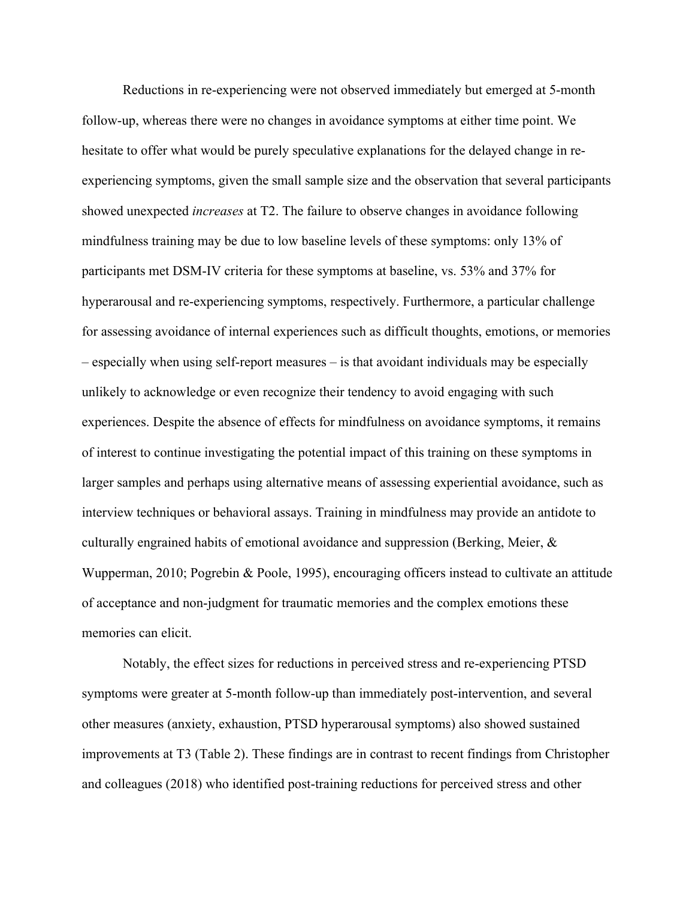Reductions in re-experiencing were not observed immediately but emerged at 5-month follow-up, whereas there were no changes in avoidance symptoms at either time point. We hesitate to offer what would be purely speculative explanations for the delayed change in re-experiencing symptoms, given the small sample size and the observation that several participants showed unexpected *increases* at T2. The failure to observe changes in avoidance following mindfulness training may be due to low baseline levels of these symptoms: only 13% of participants met DSM-IV criteria for these symptoms at baseline, vs. 53% and 37% for hyperarousal and re-experiencing symptoms, respectively. Furthermore, a particular challenge for assessing avoidance of internal experiences such as difficult thoughts, emotions, or memories – especially when using self-report measures – is that avoidant individuals may be especially unlikely to acknowledge or even recognize their tendency to avoid engaging with such experiences. Despite the absence of effects for mindfulness on avoidance symptoms, it remains of interest to continue investigating the potential impact of this training on these symptoms in larger samples and perhaps using alternative means of assessing experiential avoidance, such as interview techniques or behavioral assays. Training in mindfulness may provide an antidote to culturally engrained habits of emotional avoidance and suppression (Berking, Meier, & Wupperman, 2010; Pogrebin & Poole, 1995), encouraging officers instead to cultivate an attitude of acceptance and non-judgment for traumatic memories and the complex emotions these memories can elicit.

Notably, the effect sizes for reductions in perceived stress and re-experiencing PTSD symptoms were greater at 5-month follow-up than immediately post-intervention, and several other measures (anxiety, exhaustion, PTSD hyperarousal symptoms) also showed sustained improvements at T3 (Table 2). These findings are in contrast to recent findings from Christopher and colleagues (2018) who identified post-training reductions for perceived stress and other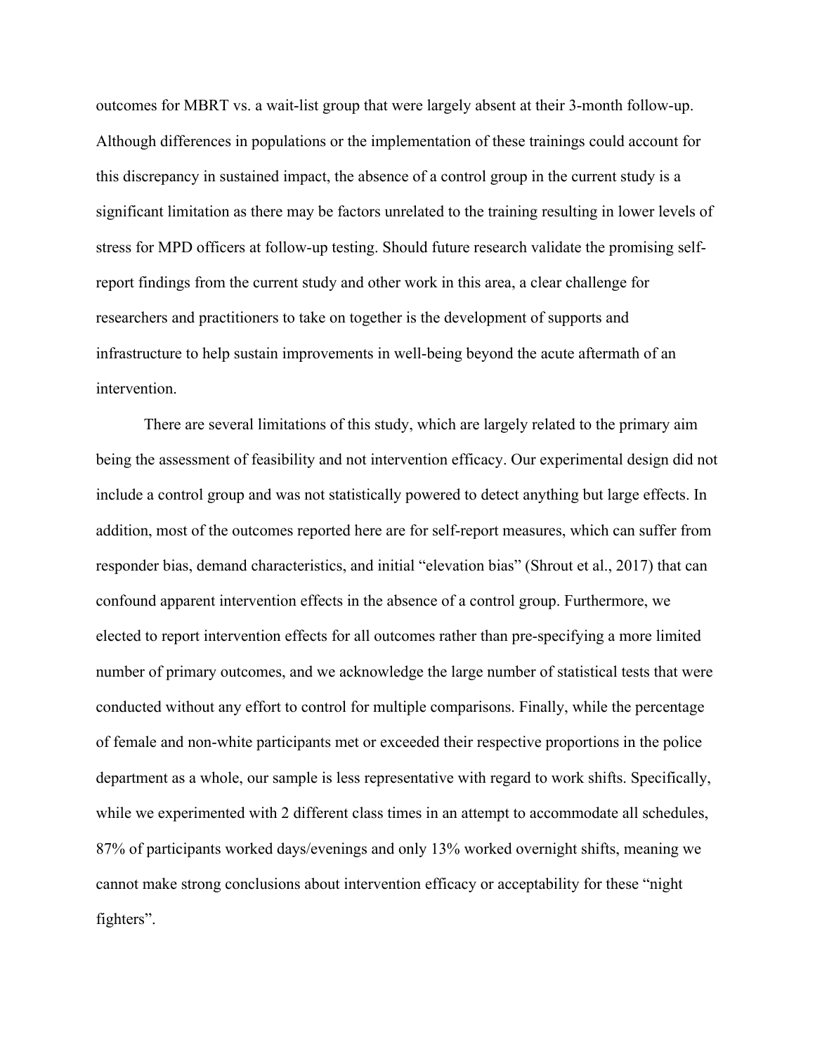outcomes for MBRT vs. a wait-list group that were largely absent at their 3-month follow-up. Although differences in populations or the implementation of these trainings could account for this discrepancy in sustained impact, the absence of a control group in the current study is a significant limitation as there may be factors unrelated to the training resulting in lower levels of stress for MPD officers at follow-up testing. Should future research validate the promising self-report findings from the current study and other work in this area, a clear challenge for researchers and practitioners to take on together is the development of supports and infrastructure to help sustain improvements in well-being beyond the acute aftermath of an intervention.

There are several limitations of this study, which are largely related to the primary aim being the assessment of feasibility and not intervention efficacy. Our experimental design did not include a control group and was not statistically powered to detect anything but large effects. In addition, most of the outcomes reported here are for self-report measures, which can suffer from responder bias, demand characteristics, and initial "elevation bias" (Shrout et al., 2017) that can confound apparent intervention effects in the absence of a control group. Furthermore, we elected to report intervention effects for all outcomes rather than pre-specifying a more limited number of primary outcomes, and we acknowledge the large number of statistical tests that were conducted without any effort to control for multiple comparisons. Finally, while the percentage of female and non-white participants met or exceeded their respective proportions in the police department as a whole, our sample is less representative with regard to work shifts. Specifically, while we experimented with 2 different class times in an attempt to accommodate all schedules, 87% of participants worked days/evenings and only 13% worked overnight shifts, meaning we cannot make strong conclusions about intervention efficacy or acceptability for these "night fighters".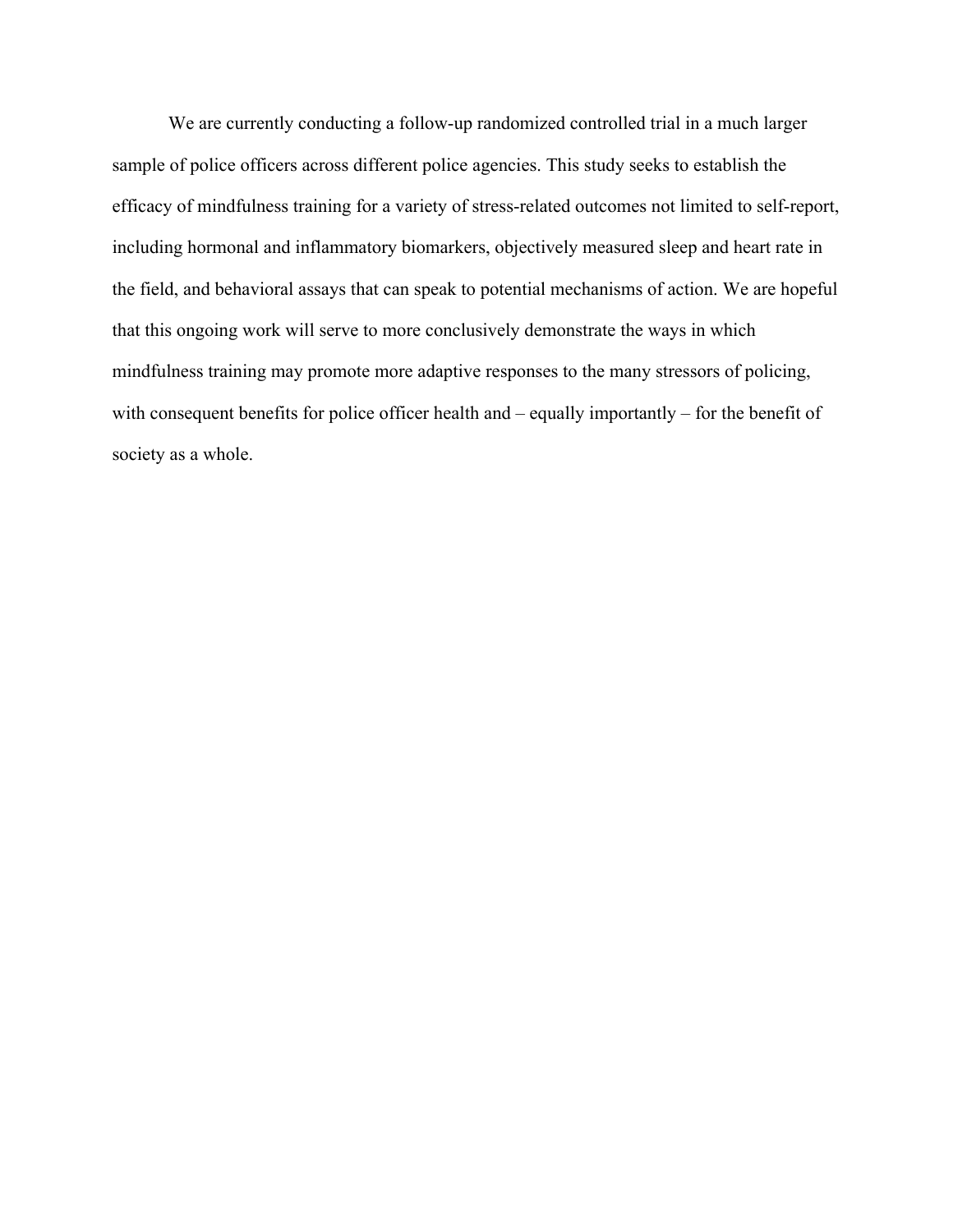We are currently conducting a follow-up randomized controlled trial in a much larger sample of police officers across different police agencies. This study seeks to establish the efficacy of mindfulness training for a variety of stress-related outcomes not limited to self-report, including hormonal and inflammatory biomarkers, objectively measured sleep and heart rate in the field, and behavioral assays that can speak to potential mechanisms of action. We are hopeful that this ongoing work will serve to more conclusively demonstrate the ways in which mindfulness training may promote more adaptive responses to the many stressors of policing, with consequent benefits for police officer health and – equally importantly – for the benefit of society as a whole.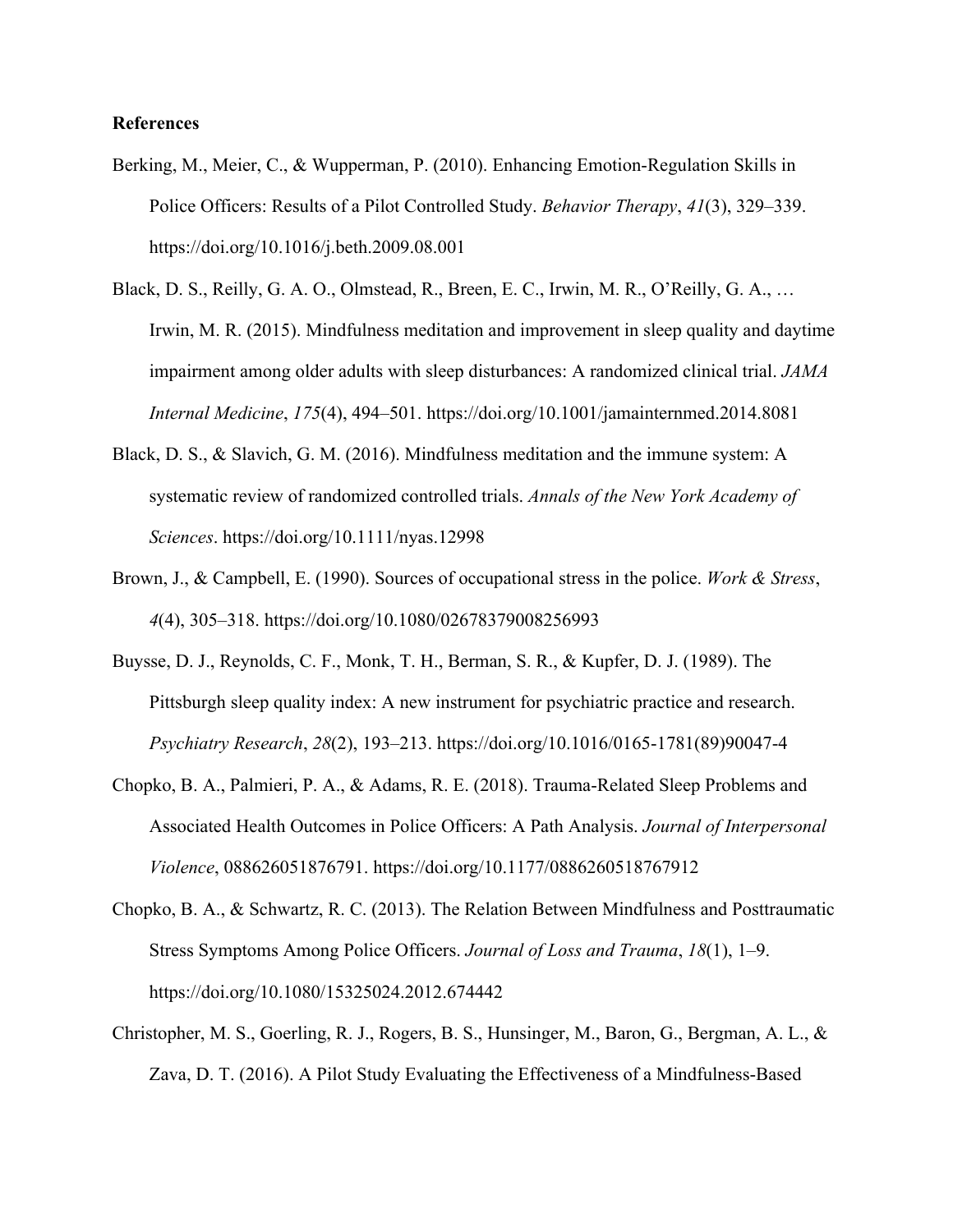**References**

Berking, M., Meier, C., & Wupperman, P. (2010). Enhancing Emotion-Regulation Skills in Police Officers: Results of a Pilot Controlled Study. *Behavior Therapy*, *41*(3), 329–339. https://doi.org/10.1016/j.beth.2009.08.001

Black, D. S., Reilly, G. A. O., Olmstead, R., Breen, E. C., Irwin, M. R., O'Reilly, G. A., … Irwin, M. R. (2015). Mindfulness meditation and improvement in sleep quality and daytime impairment among older adults with sleep disturbances: A randomized clinical trial. *JAMA Internal Medicine*, *175*(4), 494–501. https://doi.org/10.1001/jamainternmed.2014.8081

Black, D. S., & Slavich, G. M. (2016). Mindfulness meditation and the immune system: A systematic review of randomized controlled trials. *Annals of the New York Academy of Sciences*. https://doi.org/10.1111/nyas.12998

Brown, J., & Campbell, E. (1990). Sources of occupational stress in the police. *Work & Stress*, *4*(4), 305–318. https://doi.org/10.1080/02678379008256993

Buysse, D. J., Reynolds, C. F., Monk, T. H., Berman, S. R., & Kupfer, D. J. (1989). The Pittsburgh sleep quality index: A new instrument for psychiatric practice and research. *Psychiatry Research*, *28*(2), 193–213. https://doi.org/10.1016/0165-1781(89)90047-4

Chopko, B. A., Palmieri, P. A., & Adams, R. E. (2018). Trauma-Related Sleep Problems and Associated Health Outcomes in Police Officers: A Path Analysis. *Journal of Interpersonal Violence*, 088626051876791. https://doi.org/10.1177/0886260518767912

Chopko, B. A., & Schwartz, R. C. (2013). The Relation Between Mindfulness and Posttraumatic Stress Symptoms Among Police Officers. *Journal of Loss and Trauma*, *18*(1), 1–9. https://doi.org/10.1080/15325024.2012.674442

Christopher, M. S., Goerling, R. J., Rogers, B. S., Hunsinger, M., Baron, G., Bergman, A. L., & Zava, D. T. (2016). A Pilot Study Evaluating the Effectiveness of a Mindfulness-Based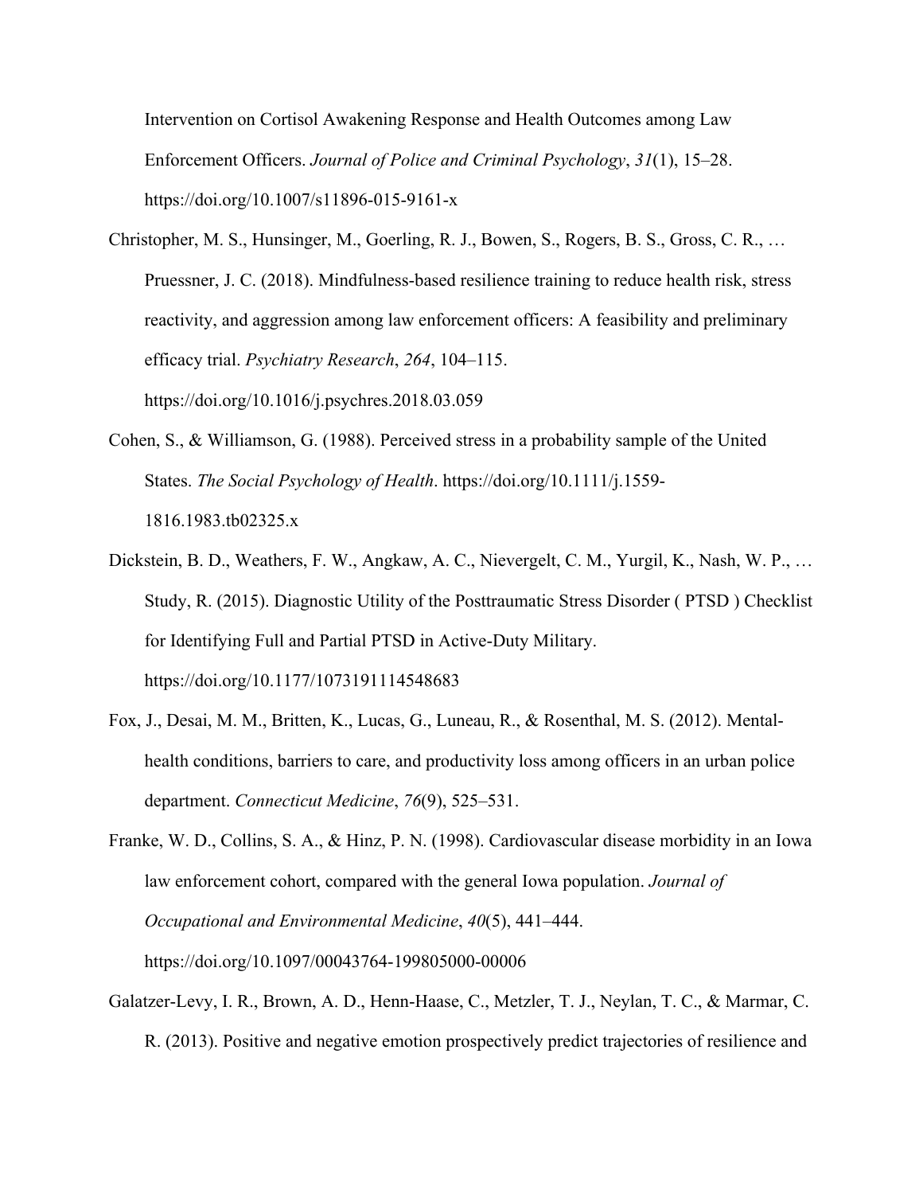Intervention on Cortisol Awakening Response and Health Outcomes among Law Enforcement Officers. *Journal of Police and Criminal Psychology*, *31*(1), 15–28. https://doi.org/10.1007/s11896-015-9161-x

Christopher, M. S., Hunsinger, M., Goerling, R. J., Bowen, S., Rogers, B. S., Gross, C. R., … Pruessner, J. C. (2018). Mindfulness-based resilience training to reduce health risk, stress reactivity, and aggression among law enforcement officers: A feasibility and preliminary efficacy trial. *Psychiatry Research*, *264*, 104–115. https://doi.org/10.1016/j.psychres.2018.03.059

Cohen, S., & Williamson, G. (1988). Perceived stress in a probability sample of the United States. *The Social Psychology of Health*. https://doi.org/10.1111/j.1559-1816.1983.tb02325.x

Dickstein, B. D., Weathers, F. W., Angkaw, A. C., Nievergelt, C. M., Yurgil, K., Nash, W. P., … Study, R. (2015). Diagnostic Utility of the Posttraumatic Stress Disorder ( PTSD ) Checklist for Identifying Full and Partial PTSD in Active-Duty Military. https://doi.org/10.1177/1073191114548683

Fox, J., Desai, M. M., Britten, K., Lucas, G., Luneau, R., & Rosenthal, M. S. (2012). Mental-health conditions, barriers to care, and productivity loss among officers in an urban police department. *Connecticut Medicine*, *76*(9), 525–531.

Franke, W. D., Collins, S. A., & Hinz, P. N. (1998). Cardiovascular disease morbidity in an Iowa law enforcement cohort, compared with the general Iowa population. *Journal of Occupational and Environmental Medicine*, *40*(5), 441–444. https://doi.org/10.1097/00043764-199805000-00006

Galatzer-Levy, I. R., Brown, A. D., Henn-Haase, C., Metzler, T. J., Neylan, T. C., & Marmar, C. R. (2013). Positive and negative emotion prospectively predict trajectories of resilience and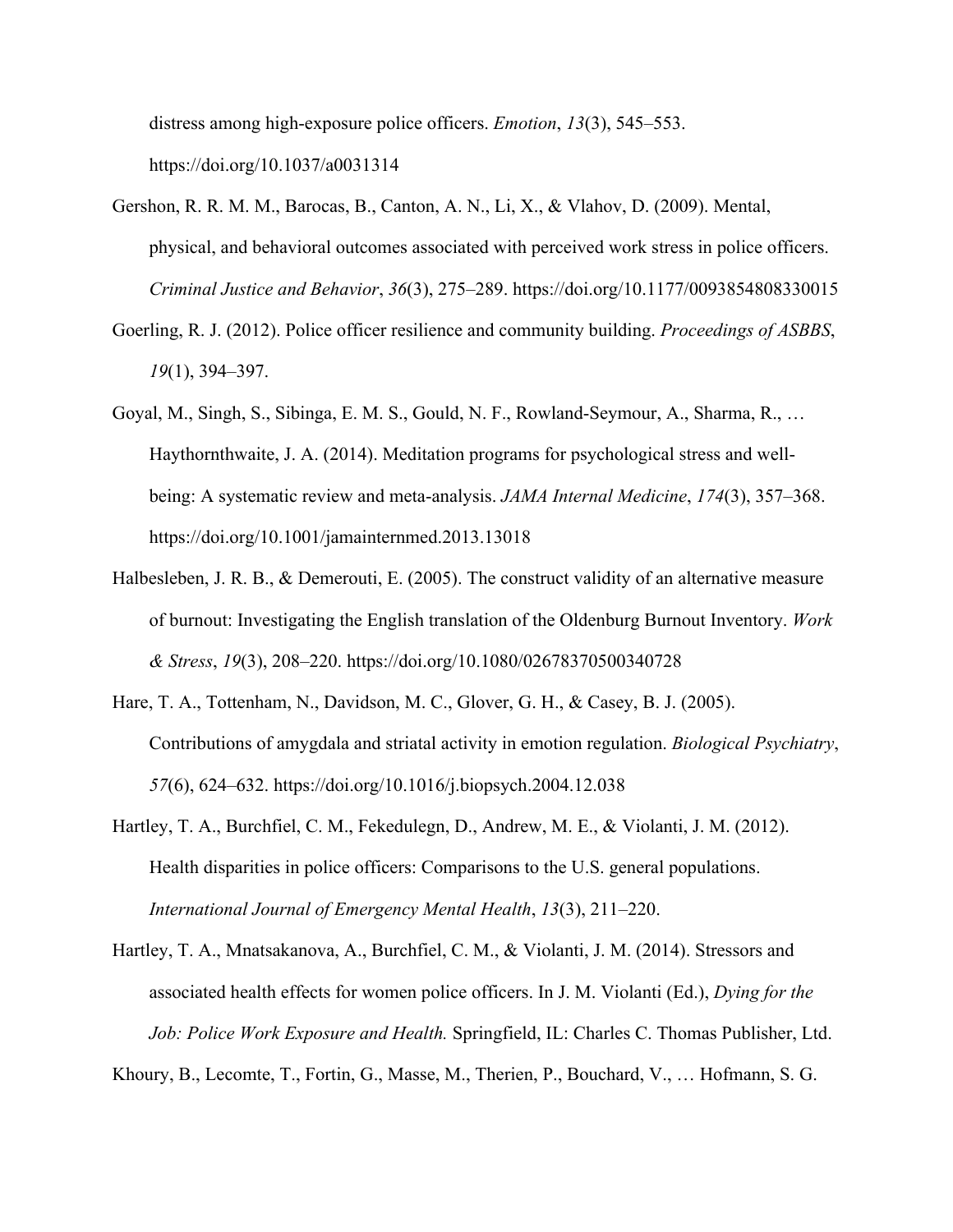distress among high-exposure police officers. *Emotion*, *13*(3), 545–553. https://doi.org/10.1037/a0031314

Gershon, R. R. M. M., Barocas, B., Canton, A. N., Li, X., & Vlahov, D. (2009). Mental, physical, and behavioral outcomes associated with perceived work stress in police officers. *Criminal Justice and Behavior*, *36*(3), 275–289. https://doi.org/10.1177/0093854808330015

Goerling, R. J. (2012). Police officer resilience and community building. *Proceedings of ASBBS*, *19*(1), 394–397.

Goyal, M., Singh, S., Sibinga, E. M. S., Gould, N. F., Rowland-Seymour, A., Sharma, R., … Haythornthwaite, J. A. (2014). Meditation programs for psychological stress and well-being: A systematic review and meta-analysis. *JAMA Internal Medicine*, *174*(3), 357–368. https://doi.org/10.1001/jamainternmed.2013.13018

Halbesleben, J. R. B., & Demerouti, E. (2005). The construct validity of an alternative measure of burnout: Investigating the English translation of the Oldenburg Burnout Inventory. *Work & Stress*, *19*(3), 208–220. https://doi.org/10.1080/02678370500340728

Hare, T. A., Tottenham, N., Davidson, M. C., Glover, G. H., & Casey, B. J. (2005). Contributions of amygdala and striatal activity in emotion regulation. *Biological Psychiatry*, *57*(6), 624–632. https://doi.org/10.1016/j.biopsych.2004.12.038

Hartley, T. A., Burchfiel, C. M., Fekedulegn, D., Andrew, M. E., & Violanti, J. M. (2012). Health disparities in police officers: Comparisons to the U.S. general populations. *International Journal of Emergency Mental Health*, *13*(3), 211–220.

Hartley, T. A., Mnatsakanova, A., Burchfiel, C. M., & Violanti, J. M. (2014). Stressors and associated health effects for women police officers. In J. M. Violanti (Ed.), *Dying for the Job: Police Work Exposure and Health.* Springfield, IL: Charles C. Thomas Publisher, Ltd.

Khoury, B., Lecomte, T., Fortin, G., Masse, M., Therien, P., Bouchard, V., … Hofmann, S. G.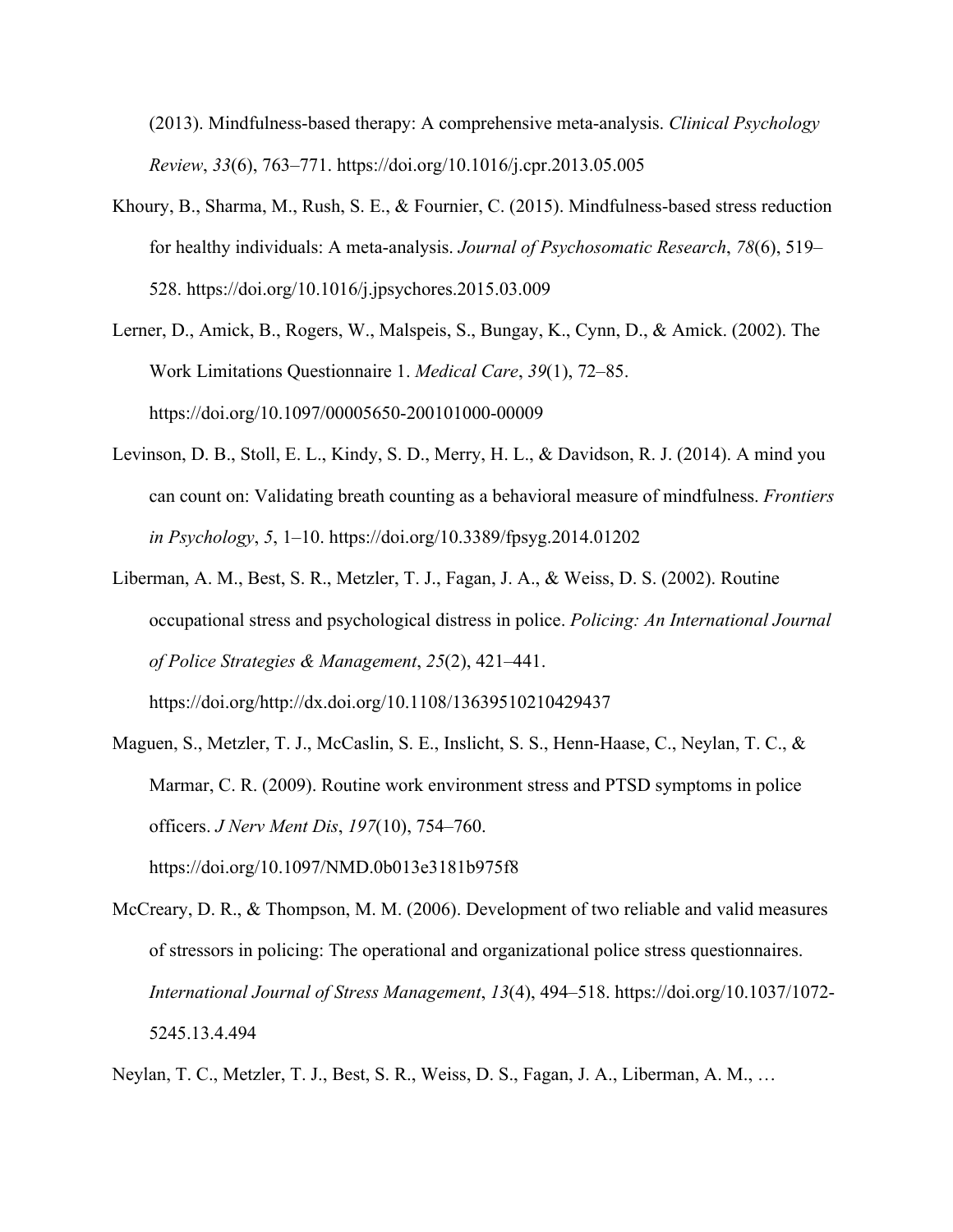(2013). Mindfulness-based therapy: A comprehensive meta-analysis. *Clinical Psychology Review*, *33*(6), 763–771. https://doi.org/10.1016/j.cpr.2013.05.005

Khoury, B., Sharma, M., Rush, S. E., & Fournier, C. (2015). Mindfulness-based stress reduction for healthy individuals: A meta-analysis. *Journal of Psychosomatic Research*, *78*(6), 519–528. https://doi.org/10.1016/j.jpsychores.2015.03.009

Lerner, D., Amick, B., Rogers, W., Malspeis, S., Bungay, K., Cynn, D., & Amick. (2002). The Work Limitations Questionnaire 1. *Medical Care*, *39*(1), 72–85. https://doi.org/10.1097/00005650-200101000-00009

Levinson, D. B., Stoll, E. L., Kindy, S. D., Merry, H. L., & Davidson, R. J. (2014). A mind you can count on: Validating breath counting as a behavioral measure of mindfulness. *Frontiers in Psychology*, *5*, 1–10. https://doi.org/10.3389/fpsyg.2014.01202

Liberman, A. M., Best, S. R., Metzler, T. J., Fagan, J. A., & Weiss, D. S. (2002). Routine occupational stress and psychological distress in police. *Policing: An International Journal of Police Strategies & Management*, *25*(2), 421–441. https://doi.org/http://dx.doi.org/10.1108/13639510210429437

Maguen, S., Metzler, T. J., McCaslin, S. E., Inslicht, S. S., Henn-Haase, C., Neylan, T. C., & Marmar, C. R. (2009). Routine work environment stress and PTSD symptoms in police officers. *J Nerv Ment Dis*, *197*(10), 754–760. https://doi.org/10.1097/NMD.0b013e3181b975f8

McCreary, D. R., & Thompson, M. M. (2006). Development of two reliable and valid measures of stressors in policing: The operational and organizational police stress questionnaires. *International Journal of Stress Management*, *13*(4), 494–518. https://doi.org/10.1037/1072-5245.13.4.494

Neylan, T. C., Metzler, T. J., Best, S. R., Weiss, D. S., Fagan, J. A., Liberman, A. M., …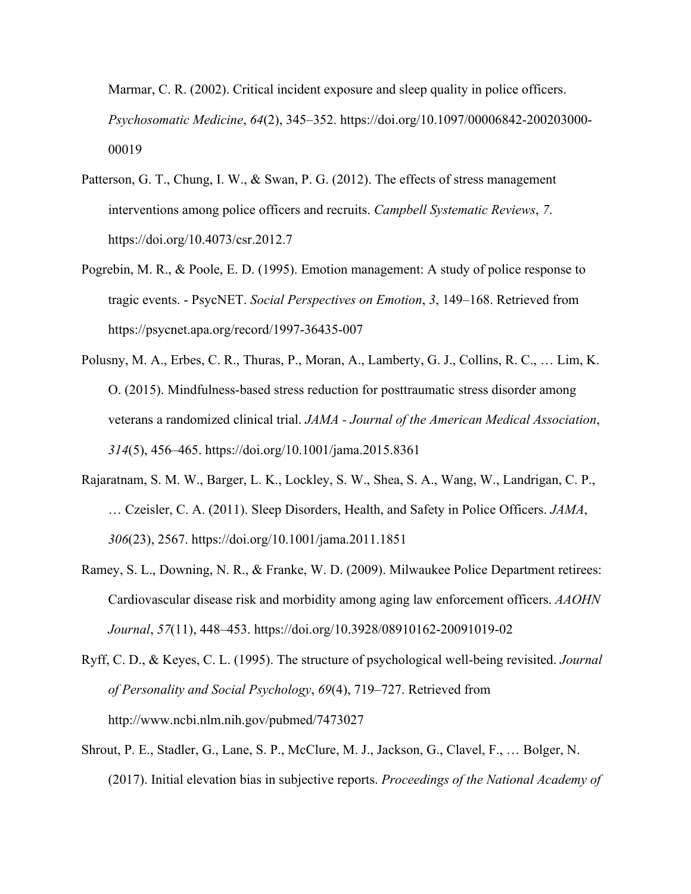Marmar, C. R. (2002). Critical incident exposure and sleep quality in police officers. *Psychosomatic Medicine*, *64*(2), 345–352. https://doi.org/10.1097/00006842-200203000-00019

Patterson, G. T., Chung, I. W., & Swan, P. G. (2012). The effects of stress management interventions among police officers and recruits. *Campbell Systematic Reviews*, *7*. https://doi.org/10.4073/csr.2012.7

Pogrebin, M. R., & Poole, E. D. (1995). Emotion management: A study of police response to tragic events. - PsycNET. *Social Perspectives on Emotion*, *3*, 149–168. Retrieved from https://psycnet.apa.org/record/1997-36435-007

Polusny, M. A., Erbes, C. R., Thuras, P., Moran, A., Lamberty, G. J., Collins, R. C., … Lim, K. O. (2015). Mindfulness-based stress reduction for posttraumatic stress disorder among veterans a randomized clinical trial. *JAMA - Journal of the American Medical Association*, *314*(5), 456–465. https://doi.org/10.1001/jama.2015.8361

Rajaratnam, S. M. W., Barger, L. K., Lockley, S. W., Shea, S. A., Wang, W., Landrigan, C. P., … Czeisler, C. A. (2011). Sleep Disorders, Health, and Safety in Police Officers. *JAMA*, *306*(23), 2567. https://doi.org/10.1001/jama.2011.1851

Ramey, S. L., Downing, N. R., & Franke, W. D. (2009). Milwaukee Police Department retirees: Cardiovascular disease risk and morbidity among aging law enforcement officers. *AAOHN Journal*, *57*(11), 448–453. https://doi.org/10.3928/08910162-20091019-02

Ryff, C. D., & Keyes, C. L. (1995). The structure of psychological well-being revisited. *Journal of Personality and Social Psychology*, *69*(4), 719–727. Retrieved from http://www.ncbi.nlm.nih.gov/pubmed/7473027

Shrout, P. E., Stadler, G., Lane, S. P., McClure, M. J., Jackson, G., Clavel, F., … Bolger, N. (2017). Initial elevation bias in subjective reports. *Proceedings of the National Academy of*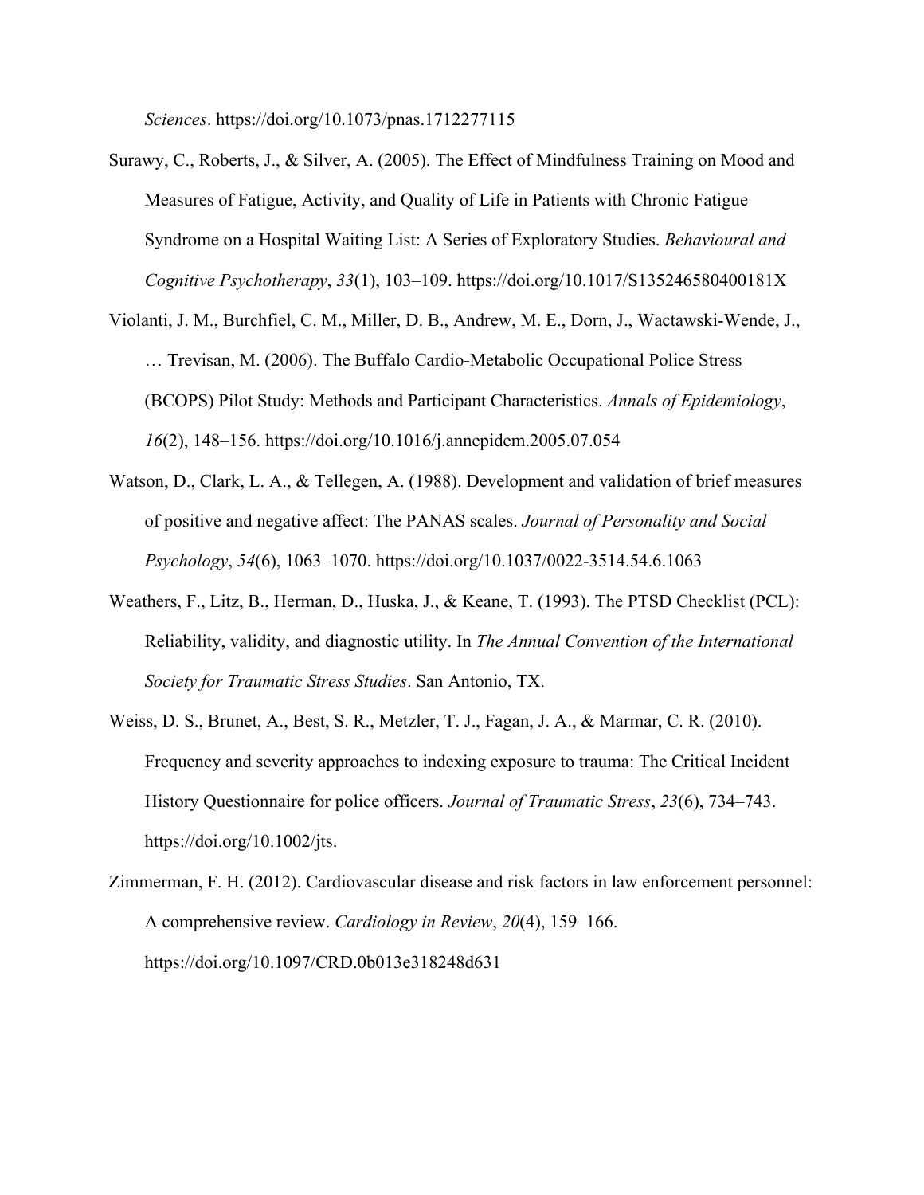*Sciences*. https://doi.org/10.1073/pnas.1712277115

Surawy, C., Roberts, J., & Silver, A. (2005). The Effect of Mindfulness Training on Mood and Measures of Fatigue, Activity, and Quality of Life in Patients with Chronic Fatigue Syndrome on a Hospital Waiting List: A Series of Exploratory Studies. *Behavioural and Cognitive Psychotherapy*, *33*(1), 103–109. https://doi.org/10.1017/S135246580400181X

Violanti, J. M., Burchfiel, C. M., Miller, D. B., Andrew, M. E., Dorn, J., Wactawski-Wende, J., … Trevisan, M. (2006). The Buffalo Cardio-Metabolic Occupational Police Stress (BCOPS) Pilot Study: Methods and Participant Characteristics. *Annals of Epidemiology*, *16*(2), 148–156. https://doi.org/10.1016/j.annepidem.2005.07.054

Watson, D., Clark, L. A., & Tellegen, A. (1988). Development and validation of brief measures of positive and negative affect: The PANAS scales. *Journal of Personality and Social Psychology*, *54*(6), 1063–1070. https://doi.org/10.1037/0022-3514.54.6.1063

Weathers, F., Litz, B., Herman, D., Huska, J., & Keane, T. (1993). The PTSD Checklist (PCL): Reliability, validity, and diagnostic utility. In *The Annual Convention of the International Society for Traumatic Stress Studies*. San Antonio, TX.

Weiss, D. S., Brunet, A., Best, S. R., Metzler, T. J., Fagan, J. A., & Marmar, C. R. (2010). Frequency and severity approaches to indexing exposure to trauma: The Critical Incident History Questionnaire for police officers. *Journal of Traumatic Stress*, *23*(6), 734–743. https://doi.org/10.1002/jts.

Zimmerman, F. H. (2012). Cardiovascular disease and risk factors in law enforcement personnel: A comprehensive review. *Cardiology in Review*, *20*(4), 159–166. https://doi.org/10.1097/CRD.0b013e318248d631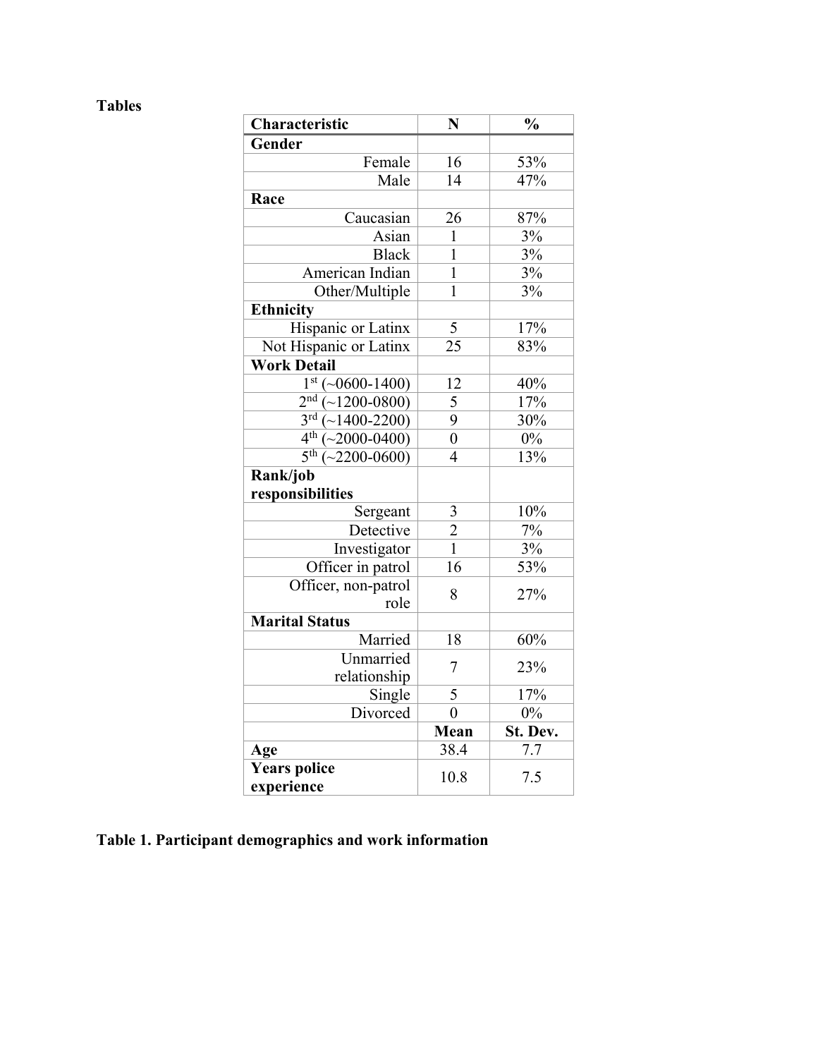**Tables**

| Characteristic | N | % |
|---|---|---|
| **Gender** | | |
| Female | 16 | 53% |
| Male | 14 | 47% |
| **Race** | | |
| Caucasian | 26 | 87% |
| Asian | 1 | 3% |
| Black | 1 | 3% |
| American Indian | 1 | 3% |
| Other/Multiple | 1 | 3% |
| **Ethnicity** | | |
| Hispanic or Latinx | 5 | 17% |
| Not Hispanic or Latinx | 25 | 83% |
| **Work Detail** | | |
| 1st (~0600-1400) | 12 | 40% |
| 2nd (~1200-0800) | 5 | 17% |
| 3rd (~1400-2200) | 9 | 30% |
| 4th (~2000-0400) | 0 | 0% |
| 5th (~2200-0600) | 4 | 13% |
| **Rank/job responsibilities** | | |
| Sergeant | 3 | 10% |
| Detective | 2 | 7% |
| Investigator | 1 | 3% |
| Officer in patrol | 16 | 53% |
| Officer, non-patrol role | 8 | 27% |
| **Marital Status** | | |
| Married | 18 | 60% |
| Unmarried relationship | 7 | 23% |
| Single | 5 | 17% |
| Divorced | 0 | 0% |
| | **Mean** | **St. Dev.** |
| **Age** | 38.4 | 7.7 |
| **Years police experience** | 10.8 | 7.5 |

**Table 1. Participant demographics and work information**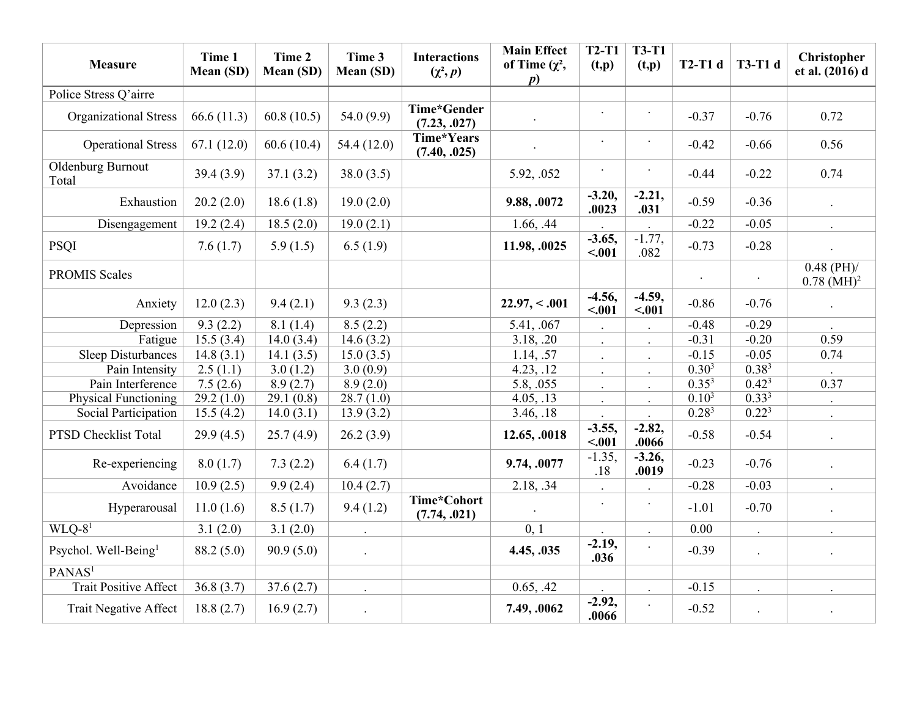| Measure | Time 1 Mean (SD) | Time 2 Mean (SD) | Time 3 Mean (SD) | Interactions ($\chi^2$, *p*) | Main Effect of Time ($\chi^2$, *p*) | T2-T1 (t,p) | T3-T1 (t,p) | T2-T1 d | T3-T1 d | Christopher et al. (2016) d |
|---|---|---|---|---|---|---|---|---|---|---|
| Police Stress Q'airre | | | | | | | | | | |
| Organizational Stress | 66.6 (11.3) | 60.8 (10.5) | 54.0 (9.9) | **Time*Gender (7.23, .027)** | . | . | . | -0.37 | -0.76 | 0.72 |
| Operational Stress | 67.1 (12.0) | 60.6 (10.4) | 54.4 (12.0) | **Time*Years (7.40, .025)** | . | . | . | -0.42 | -0.66 | 0.56 |
| Oldenburg Burnout Total | 39.4 (3.9) | 37.1 (3.2) | 38.0 (3.5) | | 5.92, .052 | . | . | -0.44 | -0.22 | 0.74 |
| Exhaustion | 20.2 (2.0) | 18.6 (1.8) | 19.0 (2.0) | | **9.88, .0072** | **-3.20, .0023** | **-2.21, .031** | -0.59 | -0.36 | . |
| Disengagement | 19.2 (2.4) | 18.5 (2.0) | 19.0 (2.1) | | 1.66, .44 | . | . | -0.22 | -0.05 | . |
| PSQI | 7.6 (1.7) | 5.9 (1.5) | 6.5 (1.9) | | **11.98, .0025** | **-3.65, <.001** | -1.77, .082 | -0.73 | -0.28 | . |
| PROMIS Scales | | | | | | | | . | . | 0.48 (PH)/ 0.78 (MH)[2] |
| Anxiety | 12.0 (2.3) | 9.4 (2.1) | 9.3 (2.3) | | **22.97, < .001** | **-4.56, <.001** | **-4.59, <.001** | -0.86 | -0.76 | . |
| Depression | 9.3 (2.2) | 8.1 (1.4) | 8.5 (2.2) | | 5.41, .067 | . | . | -0.48 | -0.29 | . |
| Fatigue | 15.5 (3.4) | 14.0 (3.4) | 14.6 (3.2) | | 3.18, .20 | . | . | -0.31 | -0.20 | 0.59 |
| Sleep Disturbances | 14.8 (3.1) | 14.1 (3.5) | 15.0 (3.5) | | 1.14, .57 | . | . | -0.15 | -0.05 | 0.74 |
| Pain Intensity | 2.5 (1.1) | 3.0 (1.2) | 3.0 (0.9) | | 4.23, .12 | . | . | 0.30[3] | 0.38[3] | . |
| Pain Interference | 7.5 (2.6) | 8.9 (2.7) | 8.9 (2.0) | | 5.8, .055 | . | . | 0.35[3] | 0.42[3] | 0.37 |
| Physical Functioning | 29.2 (1.0) | 29.1 (0.8) | 28.7 (1.0) | | 4.05, .13 | . | . | 0.10[3] | 0.33[3] | . |
| Social Participation | 15.5 (4.2) | 14.0 (3.1) | 13.9 (3.2) | | 3.46, .18 | . | . | 0.28[3] | 0.22[3] | . |
| PTSD Checklist Total | 29.9 (4.5) | 25.7 (4.9) | 26.2 (3.9) | | **12.65, .0018** | **-3.55, <.001** | **-2.82, .0066** | -0.58 | -0.54 | . |
| Re-experiencing | 8.0 (1.7) | 7.3 (2.2) | 6.4 (1.7) | | **9.74, .0077** | -1.35, .18 | **-3.26, .0019** | -0.23 | -0.76 | . |
| Avoidance | 10.9 (2.5) | 9.9 (2.4) | 10.4 (2.7) | | 2.18, .34 | . | . | -0.28 | -0.03 | . |
| Hyperarousal | 11.0 (1.6) | 8.5 (1.7) | 9.4 (1.2) | **Time*Cohort (7.74, .021)** | . | . | . | -1.01 | -0.70 | . |
| WLQ-8[1] | 3.1 (2.0) | 3.1 (2.0) | . | | 0, 1 | . | . | 0.00 | . | . |
| Psychol. Well-Being[1] | 88.2 (5.0) | 90.9 (5.0) | . | | **4.45, .035** | **-2.19, .036** | . | -0.39 | . | . |
| PANAS[1] | | | | | | | | | | |
| Trait Positive Affect | 36.8 (3.7) | 37.6 (2.7) | . | | 0.65, .42 | . | . | -0.15 | . | . |
| Trait Negative Affect | 18.8 (2.7) | 16.9 (2.7) | . | | **7.49, .0062** | **-2.92, .0066** | . | -0.52 | . | . |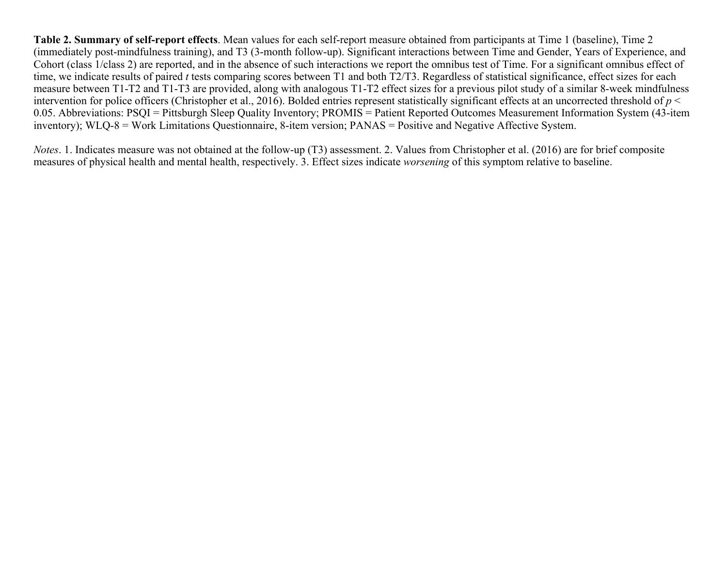**Table 2. Summary of self-report effects**. Mean values for each self-report measure obtained from participants at Time 1 (baseline), Time 2 (immediately post-mindfulness training), and T3 (3-month follow-up). Significant interactions between Time and Gender, Years of Experience, and Cohort (class 1/class 2) are reported, and in the absence of such interactions we report the omnibus test of Time. For a significant omnibus effect of time, we indicate results of paired *t* tests comparing scores between T1 and both T2/T3. Regardless of statistical significance, effect sizes for each measure between T1-T2 and T1-T3 are provided, along with analogous T1-T2 effect sizes for a previous pilot study of a similar 8-week mindfulness intervention for police officers (Christopher et al., 2016). Bolded entries represent statistically significant effects at an uncorrected threshold of $p < 0.05$. Abbreviations: PSQI = Pittsburgh Sleep Quality Inventory; PROMIS = Patient Reported Outcomes Measurement Information System (43-item inventory); WLQ-8 = Work Limitations Questionnaire, 8-item version; PANAS = Positive and Negative Affective System.

*Notes*. 1. Indicates measure was not obtained at the follow-up (T3) assessment. 2. Values from Christopher et al. (2016) are for brief composite measures of physical health and mental health, respectively. 3. Effect sizes indicate *worsening* of this symptom relative to baseline.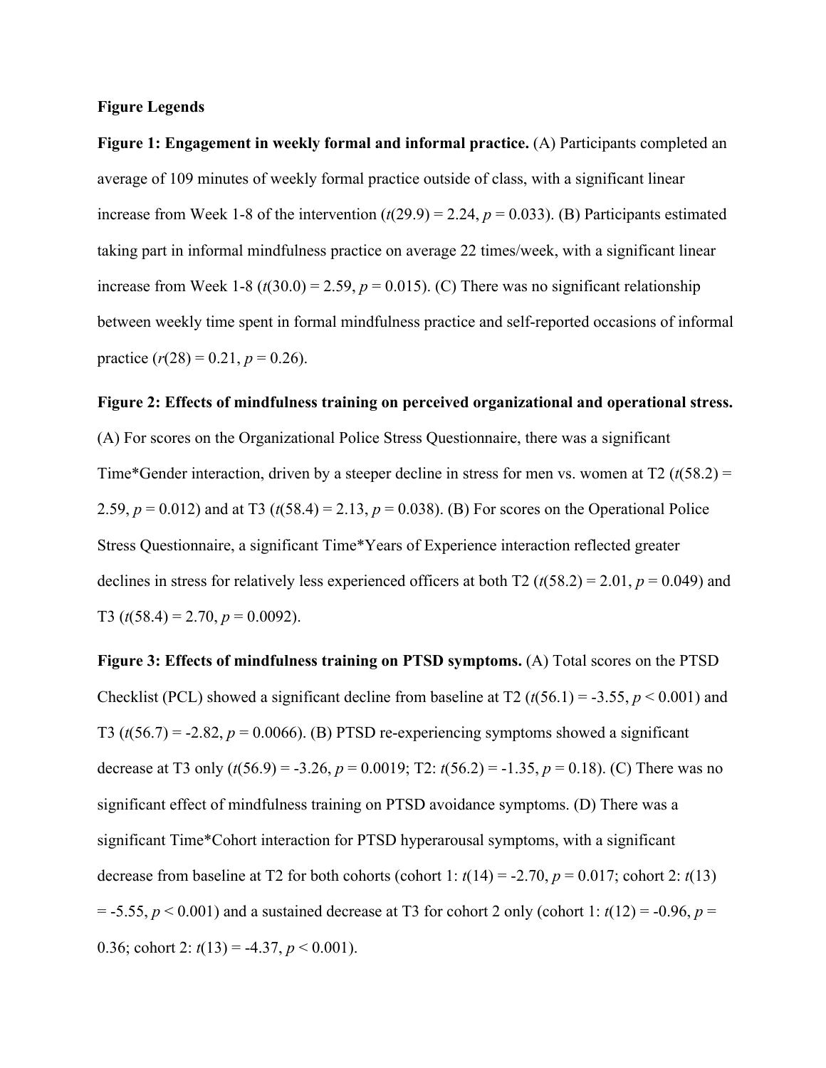**Figure Legends**

**Figure 1: Engagement in weekly formal and informal practice.** (A) Participants completed an average of 109 minutes of weekly formal practice outside of class, with a significant linear increase from Week 1-8 of the intervention ($t(29.9) = 2.24$, $p = 0.033$). (B) Participants estimated taking part in informal mindfulness practice on average 22 times/week, with a significant linear increase from Week 1-8 ($t(30.0) = 2.59$, $p = 0.015$). (C) There was no significant relationship between weekly time spent in formal mindfulness practice and self-reported occasions of informal practice ($r(28) = 0.21$, $p = 0.26$).

**Figure 2: Effects of mindfulness training on perceived organizational and operational stress.** (A) For scores on the Organizational Police Stress Questionnaire, there was a significant Time*Gender interaction, driven by a steeper decline in stress for men vs. women at T2 ($t(58.2) = 2.59$, $p = 0.012$) and at T3 ($t(58.4) = 2.13$, $p = 0.038$). (B) For scores on the Operational Police Stress Questionnaire, a significant Time*Years of Experience interaction reflected greater declines in stress for relatively less experienced officers at both T2 ($t(58.2) = 2.01$, $p = 0.049$) and T3 ($t(58.4) = 2.70$, $p = 0.0092$).

**Figure 3: Effects of mindfulness training on PTSD symptoms.** (A) Total scores on the PTSD Checklist (PCL) showed a significant decline from baseline at T2 ($t(56.1) = -3.55$, $p < 0.001$) and T3 ($t(56.7) = -2.82$, $p = 0.0066$). (B) PTSD re-experiencing symptoms showed a significant decrease at T3 only ($t(56.9) = -3.26$, $p = 0.0019$; T2: $t(56.2) = -1.35$, $p = 0.18$). (C) There was no significant effect of mindfulness training on PTSD avoidance symptoms. (D) There was a significant Time*Cohort interaction for PTSD hyperarousal symptoms, with a significant decrease from baseline at T2 for both cohorts (cohort 1: $t(14) = -2.70$, $p = 0.017$; cohort 2: $t(13) = -5.55$, $p < 0.001$) and a sustained decrease at T3 for cohort 2 only (cohort 1: $t(12) = -0.96$, $p = 0.36$; cohort 2: $t(13) = -4.37$, $p < 0.001$).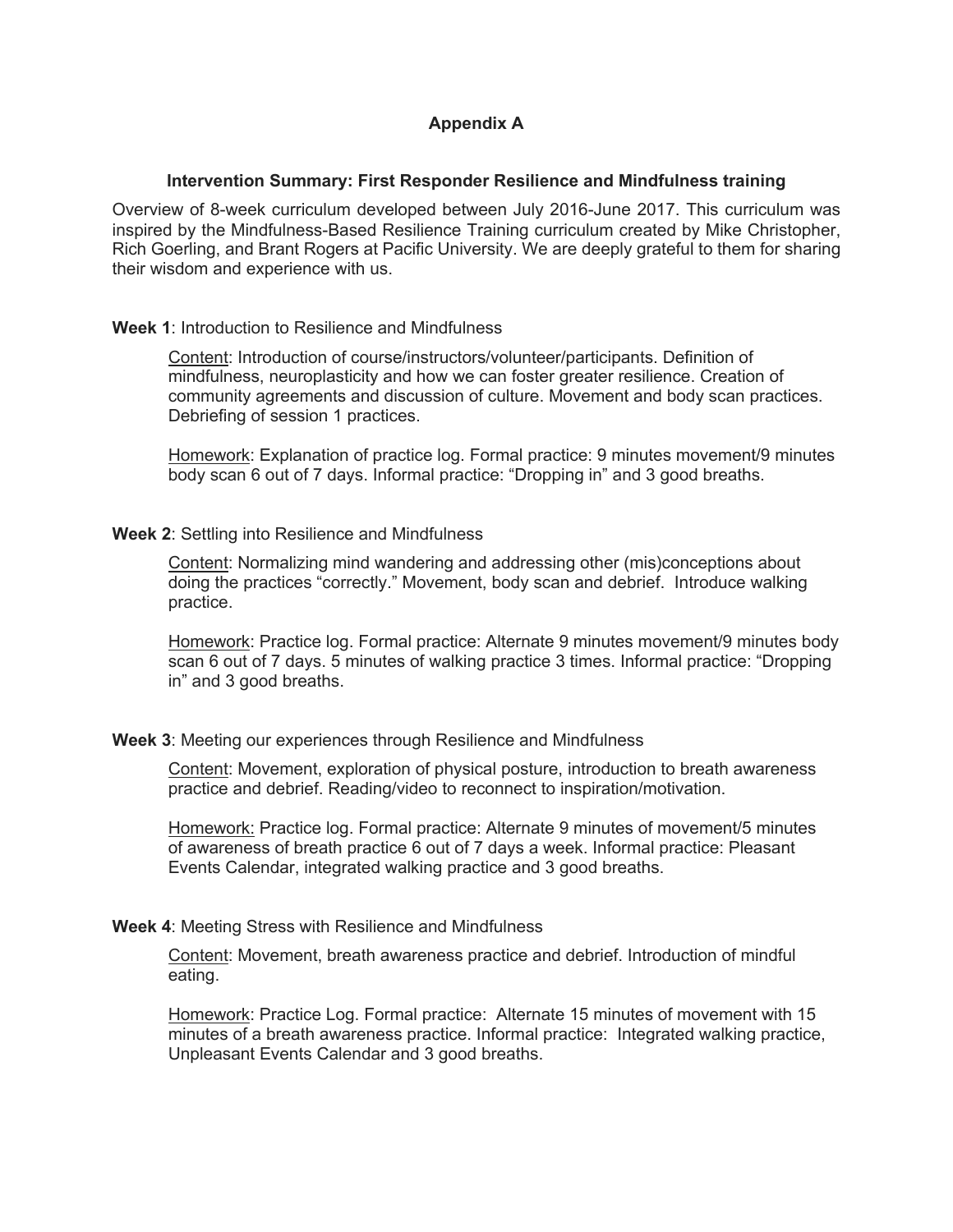# Appendix A

## Intervention Summary: First Responder Resilience and Mindfulness training

Overview of 8-week curriculum developed between July 2016-June 2017. This curriculum was inspired by the Mindfulness-Based Resilience Training curriculum created by Mike Christopher, Rich Goerling, and Brant Rogers at Pacific University. We are deeply grateful to them for sharing their wisdom and experience with us.

**Week 1**: Introduction to Resilience and Mindfulness

Content: Introduction of course/instructors/volunteer/participants. Definition of mindfulness, neuroplasticity and how we can foster greater resilience. Creation of community agreements and discussion of culture. Movement and body scan practices. Debriefing of session 1 practices.

Homework: Explanation of practice log. Formal practice: 9 minutes movement/9 minutes body scan 6 out of 7 days. Informal practice: "Dropping in" and 3 good breaths.

**Week 2**: Settling into Resilience and Mindfulness

Content: Normalizing mind wandering and addressing other (mis)conceptions about doing the practices "correctly." Movement, body scan and debrief. Introduce walking practice.

Homework: Practice log. Formal practice: Alternate 9 minutes movement/9 minutes body scan 6 out of 7 days. 5 minutes of walking practice 3 times. Informal practice: "Dropping in" and 3 good breaths.

**Week 3**: Meeting our experiences through Resilience and Mindfulness

Content: Movement, exploration of physical posture, introduction to breath awareness practice and debrief. Reading/video to reconnect to inspiration/motivation.

Homework: Practice log. Formal practice: Alternate 9 minutes of movement/5 minutes of awareness of breath practice 6 out of 7 days a week. Informal practice: Pleasant Events Calendar, integrated walking practice and 3 good breaths.

**Week 4**: Meeting Stress with Resilience and Mindfulness

Content: Movement, breath awareness practice and debrief. Introduction of mindful eating.

Homework: Practice Log. Formal practice: Alternate 15 minutes of movement with 15 minutes of a breath awareness practice. Informal practice: Integrated walking practice, Unpleasant Events Calendar and 3 good breaths.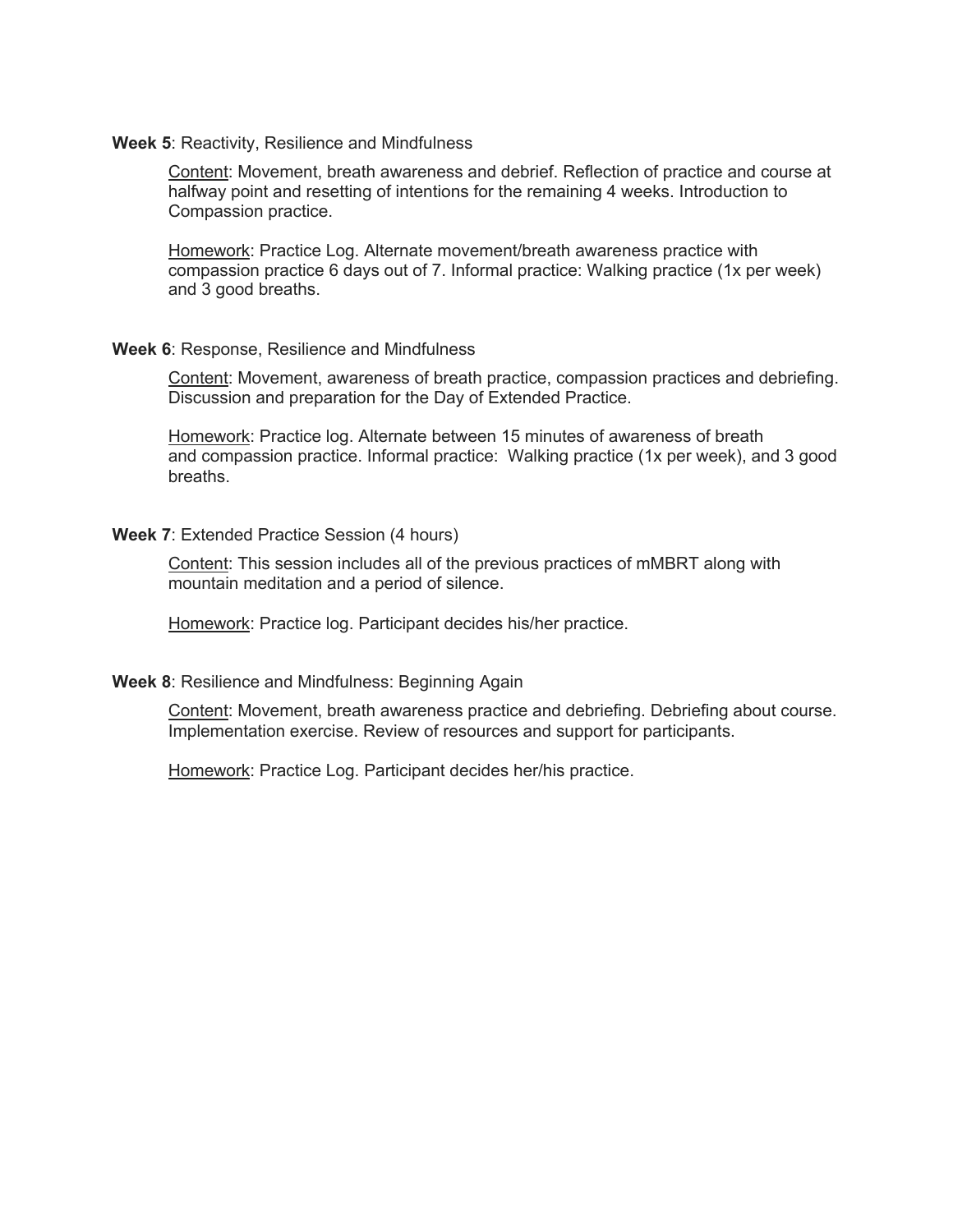**Week 5**: Reactivity, Resilience and Mindfulness

Content: Movement, breath awareness and debrief. Reflection of practice and course at halfway point and resetting of intentions for the remaining 4 weeks. Introduction to Compassion practice.

Homework: Practice Log. Alternate movement/breath awareness practice with compassion practice 6 days out of 7. Informal practice: Walking practice (1x per week) and 3 good breaths.

**Week 6**: Response, Resilience and Mindfulness

Content: Movement, awareness of breath practice, compassion practices and debriefing. Discussion and preparation for the Day of Extended Practice.

Homework: Practice log. Alternate between 15 minutes of awareness of breath and compassion practice. Informal practice: Walking practice (1x per week), and 3 good breaths.

**Week 7**: Extended Practice Session (4 hours)

Content: This session includes all of the previous practices of mMBRT along with mountain meditation and a period of silence.

Homework: Practice log. Participant decides his/her practice.

**Week 8**: Resilience and Mindfulness: Beginning Again

Content: Movement, breath awareness practice and debriefing. Debriefing about course. Implementation exercise. Review of resources and support for participants.

Homework: Practice Log. Participant decides her/his practice.